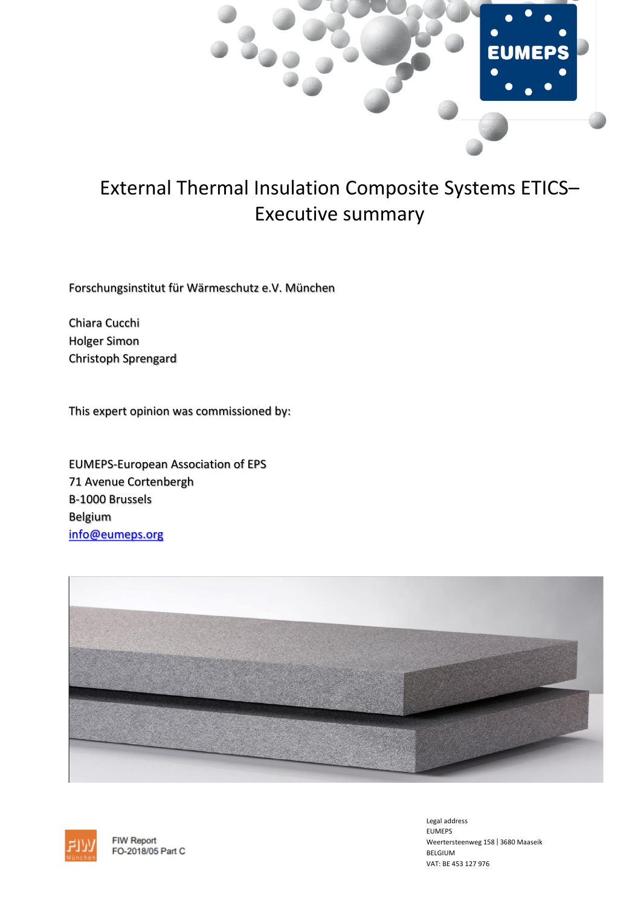# External Thermal Insulation Composite Systems ETICS– Executive summary

Forschungsinstitut für Wärmeschutz e.V. München

Chiara Cucchi
Holger Simon
Christoph Sprengard

This expert opinion was commissioned by:

EUMEPS-European Association of EPS
71 Avenue Cortenbergh
B-1000 Brussels
Belgium
info@eumeps.org

FIW Report
FO-2018/05 Part C

Legal address
EUMEPS
Weertersteenweg 158 | 3680 Maaseik
BELGIUM
VAT: BE 453 127 976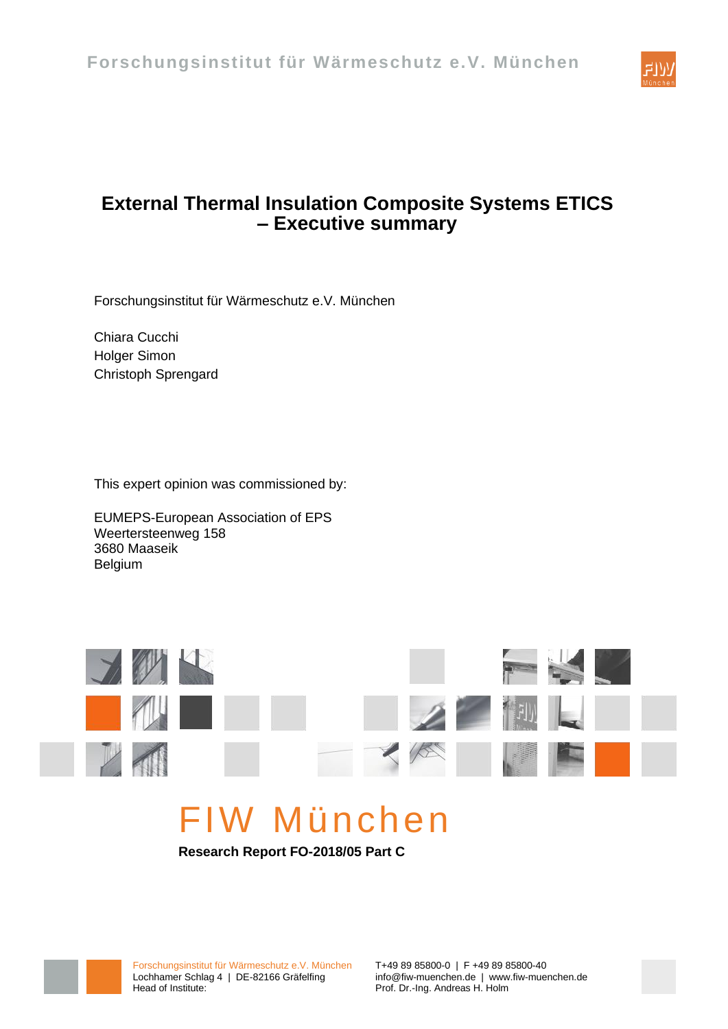Forschungsinstitut für Wärmeschutz e.V. München

# External Thermal Insulation Composite Systems ETICS – Executive summary

Forschungsinstitut für Wärmeschutz e.V. München

Chiara Cucchi
Holger Simon
Christoph Sprengard

This expert opinion was commissioned by:

EUMEPS-European Association of EPS
Weertersteenweg 158
3680 Maaseik
Belgium

FIW München

**Research Report FO-2018/05 Part C**

Forschungsinstitut für Wärmeschutz e.V. München
Lochhamer Schlag 4 | DE-82166 Gräfelfing
Head of Institute: Prof. Dr.-Ing. Andreas H. Holm

T+49 89 85800-0 | F +49 89 85800-40
info@fiw-muenchen.de | www.fiw-muenchen.de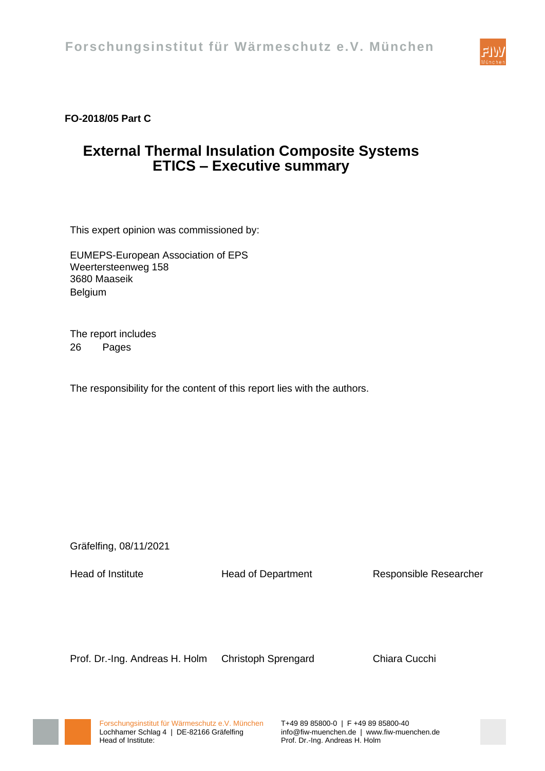Forschungsinstitut für Wärmeschutz e.V. München

**FO-2018/05 Part C**

# External Thermal Insulation Composite Systems ETICS – Executive summary

This expert opinion was commissioned by:

EUMEPS-European Association of EPS
Weertersteenweg 158
3680 Maaseik
Belgium

The report includes
26 Pages

The responsibility for the content of this report lies with the authors.

Gräfelfing, 08/11/2021

| Head of Institute | Head of Department | Responsible Researcher |
| --- | --- | --- |
| Prof. Dr.-Ing. Andreas H. Holm | Christoph Sprengard | Chiara Cucchi |

Forschungsinstitut für Wärmeschutz e.V. München
Lochhamer Schlag 4 | DE-82166 Gräfelfing
Head of Institute:
T+49 89 85800-0 | F +49 89 85800-40
info@fiw-muenchen.de | www.fiw-muenchen.de
Prof. Dr.-Ing. Andreas H. Holm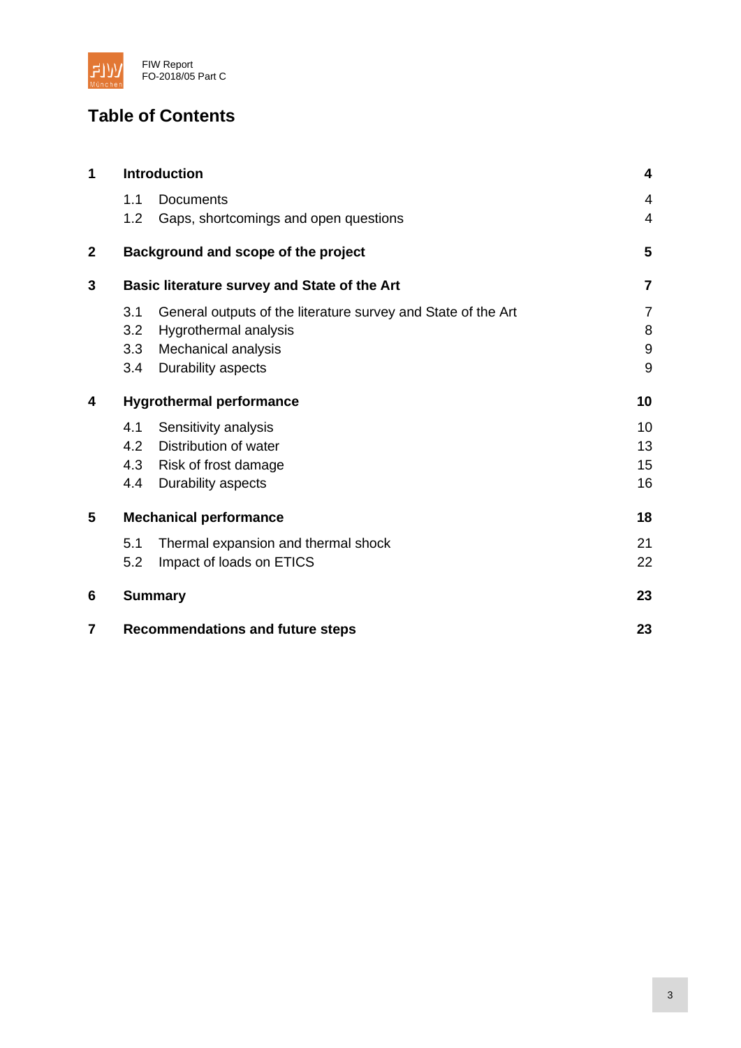# Table of Contents

| | | |
|---|---|---|
| **1** | **Introduction** | **4** |
| 1.1 | Documents | 4 |
| 1.2 | Gaps, shortcomings and open questions | 4 |
| **2** | **Background and scope of the project** | **5** |
| **3** | **Basic literature survey and State of the Art** | **7** |
| 3.1 | General outputs of the literature survey and State of the Art | 7 |
| 3.2 | Hygrothermal analysis | 8 |
| 3.3 | Mechanical analysis | 9 |
| 3.4 | Durability aspects | 9 |
| **4** | **Hygrothermal performance** | **10** |
| 4.1 | Sensitivity analysis | 10 |
| 4.2 | Distribution of water | 13 |
| 4.3 | Risk of frost damage | 15 |
| 4.4 | Durability aspects | 16 |
| **5** | **Mechanical performance** | **18** |
| 5.1 | Thermal expansion and thermal shock | 21 |
| 5.2 | Impact of loads on ETICS | 22 |
| **6** | **Summary** | **23** |
| **7** | **Recommendations and future steps** | **23** |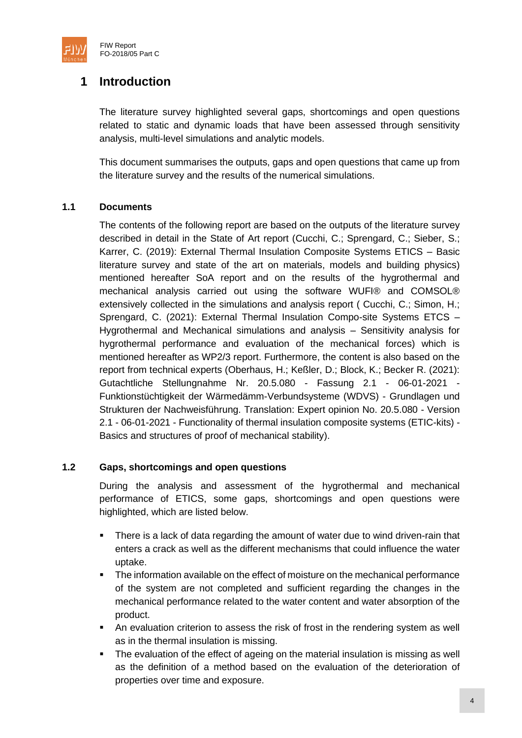# 1 Introduction

The literature survey highlighted several gaps, shortcomings and open questions related to static and dynamic loads that have been assessed through sensitivity analysis, multi-level simulations and analytic models.

This document summarises the outputs, gaps and open questions that came up from the literature survey and the results of the numerical simulations.

## 1.1 Documents

The contents of the following report are based on the outputs of the literature survey described in detail in the State of Art report (Cucchi, C.; Sprengard, C.; Sieber, S.; Karrer, C. (2019): External Thermal Insulation Composite Systems ETICS – Basic literature survey and state of the art on materials, models and building physics) mentioned hereafter SoA report and on the results of the hygrothermal and mechanical analysis carried out using the software WUFI® and COMSOL® extensively collected in the simulations and analysis report ( Cucchi, C.; Simon, H.; Sprengard, C. (2021): External Thermal Insulation Compo-site Systems ETCS – Hygrothermal and Mechanical simulations and analysis – Sensitivity analysis for hygrothermal performance and evaluation of the mechanical forces) which is mentioned hereafter as WP2/3 report. Furthermore, the content is also based on the report from technical experts (Oberhaus, H.; Keßler, D.; Block, K.; Becker R. (2021): Gutachtliche Stellungnahme Nr. 20.5.080 - Fassung 2.1 - 06-01-2021 - Funktionstüchtigkeit der Wärmedämm-Verbundsysteme (WDVS) - Grundlagen und Strukturen der Nachweisführung. Translation: Expert opinion No. 20.5.080 - Version 2.1 - 06-01-2021 - Functionality of thermal insulation composite systems (ETIC-kits) - Basics and structures of proof of mechanical stability).

## 1.2 Gaps, shortcomings and open questions

During the analysis and assessment of the hygrothermal and mechanical performance of ETICS, some gaps, shortcomings and open questions were highlighted, which are listed below.

- There is a lack of data regarding the amount of water due to wind driven-rain that enters a crack as well as the different mechanisms that could influence the water uptake.
- The information available on the effect of moisture on the mechanical performance of the system are not completed and sufficient regarding the changes in the mechanical performance related to the water content and water absorption of the product.
- An evaluation criterion to assess the risk of frost in the rendering system as well as in the thermal insulation is missing.
- The evaluation of the effect of ageing on the material insulation is missing as well as the definition of a method based on the evaluation of the deterioration of properties over time and exposure.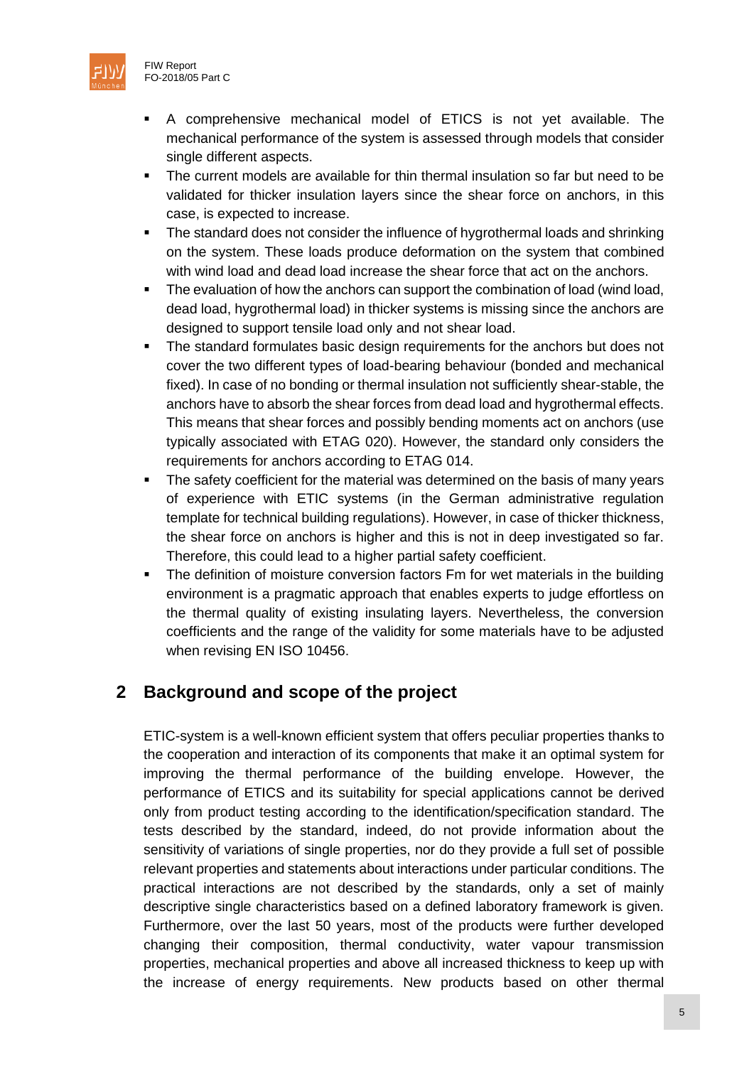- A comprehensive mechanical model of ETICS is not yet available. The mechanical performance of the system is assessed through models that consider single different aspects.
- The current models are available for thin thermal insulation so far but need to be validated for thicker insulation layers since the shear force on anchors, in this case, is expected to increase.
- The standard does not consider the influence of hygrothermal loads and shrinking on the system. These loads produce deformation on the system that combined with wind load and dead load increase the shear force that act on the anchors.
- The evaluation of how the anchors can support the combination of load (wind load, dead load, hygrothermal load) in thicker systems is missing since the anchors are designed to support tensile load only and not shear load.
- The standard formulates basic design requirements for the anchors but does not cover the two different types of load-bearing behaviour (bonded and mechanical fixed). In case of no bonding or thermal insulation not sufficiently shear-stable, the anchors have to absorb the shear forces from dead load and hygrothermal effects. This means that shear forces and possibly bending moments act on anchors (use typically associated with ETAG 020). However, the standard only considers the requirements for anchors according to ETAG 014.
- The safety coefficient for the material was determined on the basis of many years of experience with ETIC systems (in the German administrative regulation template for technical building regulations). However, in case of thicker thickness, the shear force on anchors is higher and this is not in deep investigated so far. Therefore, this could lead to a higher partial safety coefficient.
- The definition of moisture conversion factors Fm for wet materials in the building environment is a pragmatic approach that enables experts to judge effortless on the thermal quality of existing insulating layers. Nevertheless, the conversion coefficients and the range of the validity for some materials have to be adjusted when revising EN ISO 10456.

## 2 Background and scope of the project

ETIC-system is a well-known efficient system that offers peculiar properties thanks to the cooperation and interaction of its components that make it an optimal system for improving the thermal performance of the building envelope. However, the performance of ETICS and its suitability for special applications cannot be derived only from product testing according to the identification/specification standard. The tests described by the standard, indeed, do not provide information about the sensitivity of variations of single properties, nor do they provide a full set of possible relevant properties and statements about interactions under particular conditions. The practical interactions are not described by the standards, only a set of mainly descriptive single characteristics based on a defined laboratory framework is given. Furthermore, over the last 50 years, most of the products were further developed changing their composition, thermal conductivity, water vapour transmission properties, mechanical properties and above all increased thickness to keep up with the increase of energy requirements. New products based on other thermal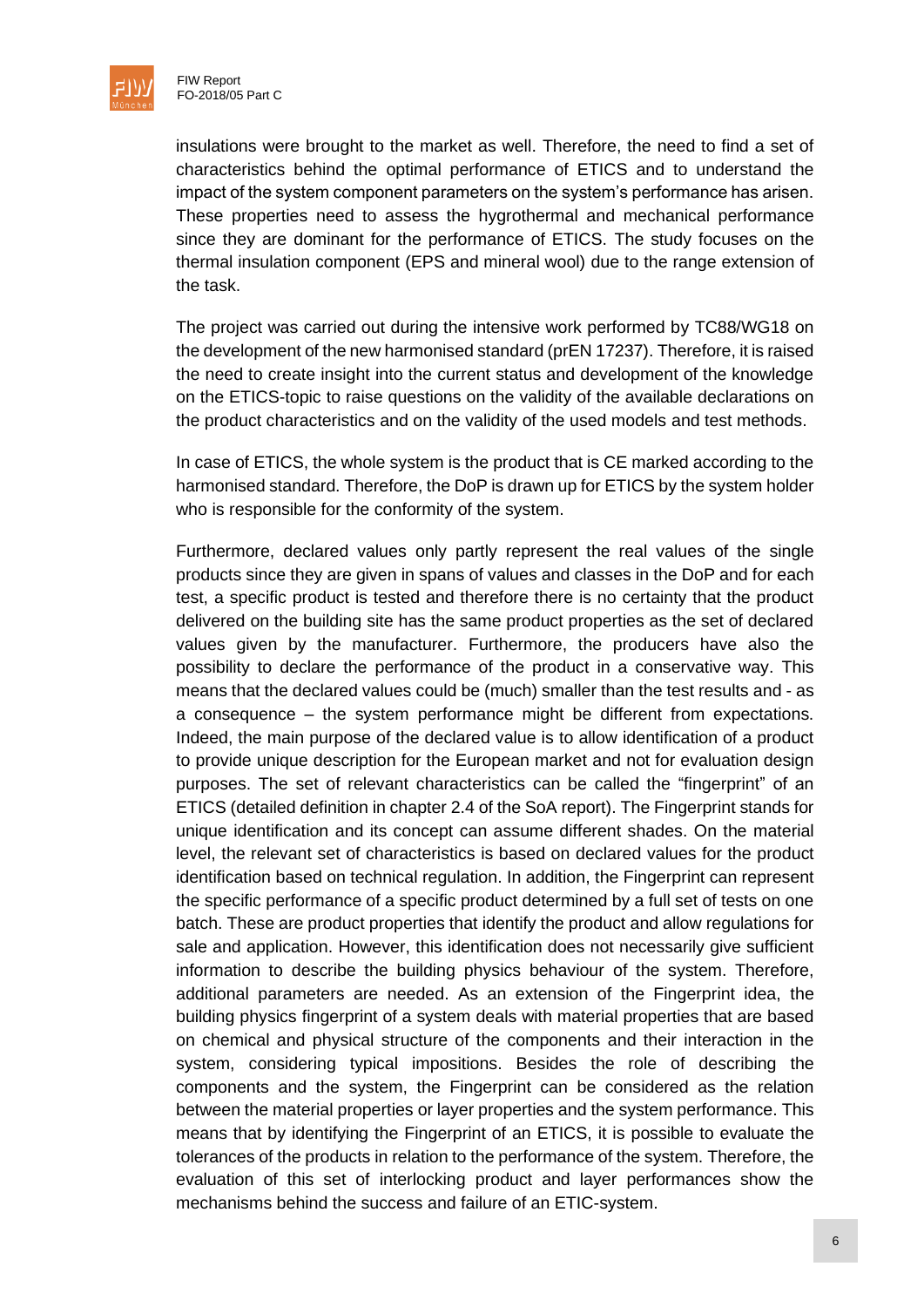insulations were brought to the market as well. Therefore, the need to find a set of characteristics behind the optimal performance of ETICS and to understand the impact of the system component parameters on the system's performance has arisen. These properties need to assess the hygrothermal and mechanical performance since they are dominant for the performance of ETICS. The study focuses on the thermal insulation component (EPS and mineral wool) due to the range extension of the task.

The project was carried out during the intensive work performed by TC88/WG18 on the development of the new harmonised standard (prEN 17237). Therefore, it is raised the need to create insight into the current status and development of the knowledge on the ETICS-topic to raise questions on the validity of the available declarations on the product characteristics and on the validity of the used models and test methods.

In case of ETICS, the whole system is the product that is CE marked according to the harmonised standard. Therefore, the DoP is drawn up for ETICS by the system holder who is responsible for the conformity of the system.

Furthermore, declared values only partly represent the real values of the single products since they are given in spans of values and classes in the DoP and for each test, a specific product is tested and therefore there is no certainty that the product delivered on the building site has the same product properties as the set of declared values given by the manufacturer. Furthermore, the producers have also the possibility to declare the performance of the product in a conservative way. This means that the declared values could be (much) smaller than the test results and - as a consequence – the system performance might be different from expectations. Indeed, the main purpose of the declared value is to allow identification of a product to provide unique description for the European market and not for evaluation design purposes. The set of relevant characteristics can be called the "fingerprint" of an ETICS (detailed definition in chapter 2.4 of the SoA report). The Fingerprint stands for unique identification and its concept can assume different shades. On the material level, the relevant set of characteristics is based on declared values for the product identification based on technical regulation. In addition, the Fingerprint can represent the specific performance of a specific product determined by a full set of tests on one batch. These are product properties that identify the product and allow regulations for sale and application. However, this identification does not necessarily give sufficient information to describe the building physics behaviour of the system. Therefore, additional parameters are needed. As an extension of the Fingerprint idea, the building physics fingerprint of a system deals with material properties that are based on chemical and physical structure of the components and their interaction in the system, considering typical impositions. Besides the role of describing the components and the system, the Fingerprint can be considered as the relation between the material properties or layer properties and the system performance. This means that by identifying the Fingerprint of an ETICS, it is possible to evaluate the tolerances of the products in relation to the performance of the system. Therefore, the evaluation of this set of interlocking product and layer performances show the mechanisms behind the success and failure of an ETIC-system.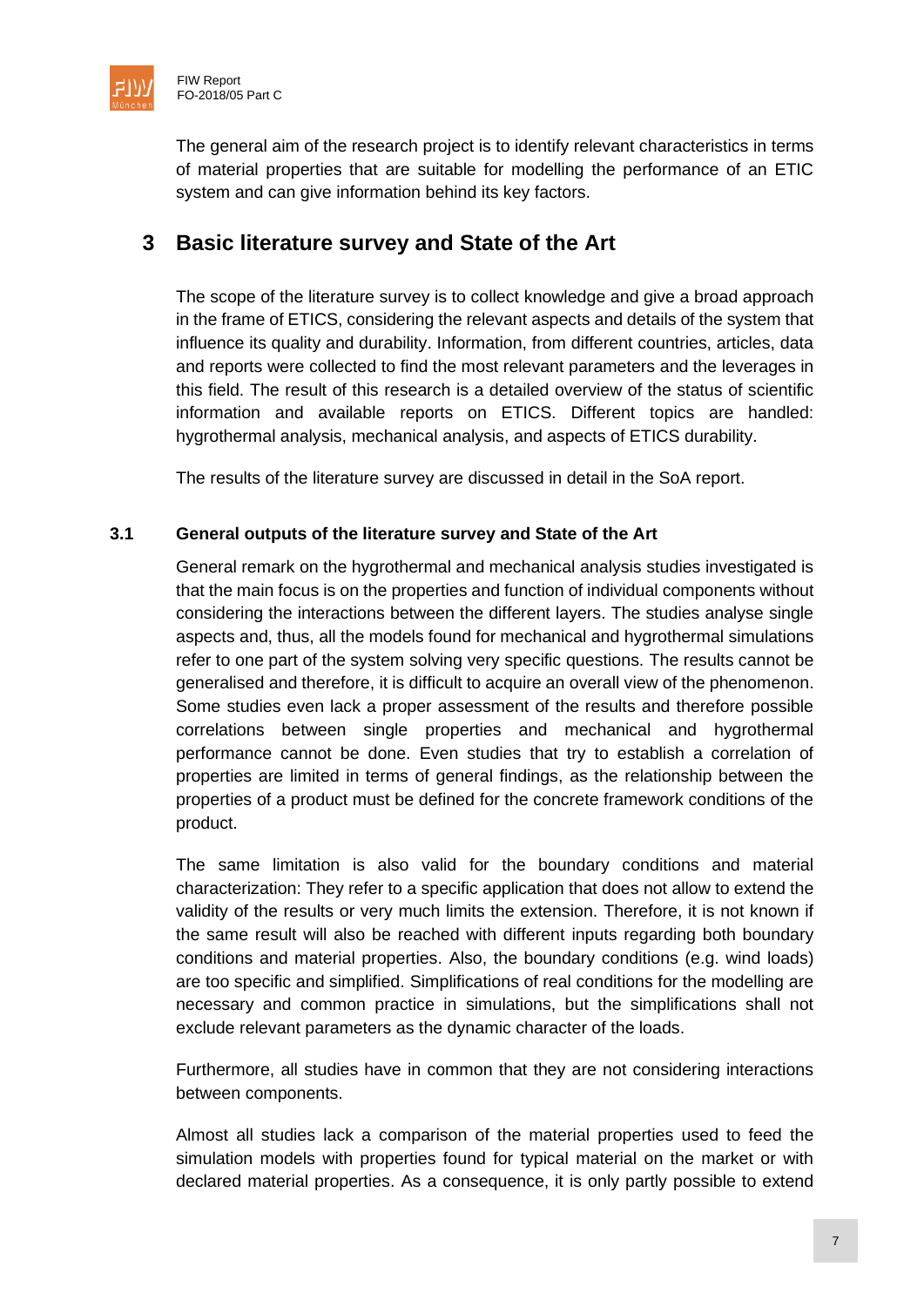The general aim of the research project is to identify relevant characteristics in terms of material properties that are suitable for modelling the performance of an ETIC system and can give information behind its key factors.

# 3 Basic literature survey and State of the Art

The scope of the literature survey is to collect knowledge and give a broad approach in the frame of ETICS, considering the relevant aspects and details of the system that influence its quality and durability. Information, from different countries, articles, data and reports were collected to find the most relevant parameters and the leverages in this field. The result of this research is a detailed overview of the status of scientific information and available reports on ETICS. Different topics are handled: hygrothermal analysis, mechanical analysis, and aspects of ETICS durability.

The results of the literature survey are discussed in detail in the SoA report.

## 3.1 General outputs of the literature survey and State of the Art

General remark on the hygrothermal and mechanical analysis studies investigated is that the main focus is on the properties and function of individual components without considering the interactions between the different layers. The studies analyse single aspects and, thus, all the models found for mechanical and hygrothermal simulations refer to one part of the system solving very specific questions. The results cannot be generalised and therefore, it is difficult to acquire an overall view of the phenomenon. Some studies even lack a proper assessment of the results and therefore possible correlations between single properties and mechanical and hygrothermal performance cannot be done. Even studies that try to establish a correlation of properties are limited in terms of general findings, as the relationship between the properties of a product must be defined for the concrete framework conditions of the product.

The same limitation is also valid for the boundary conditions and material characterization: They refer to a specific application that does not allow to extend the validity of the results or very much limits the extension. Therefore, it is not known if the same result will also be reached with different inputs regarding both boundary conditions and material properties. Also, the boundary conditions (e.g. wind loads) are too specific and simplified. Simplifications of real conditions for the modelling are necessary and common practice in simulations, but the simplifications shall not exclude relevant parameters as the dynamic character of the loads.

Furthermore, all studies have in common that they are not considering interactions between components.

Almost all studies lack a comparison of the material properties used to feed the simulation models with properties found for typical material on the market or with declared material properties. As a consequence, it is only partly possible to extend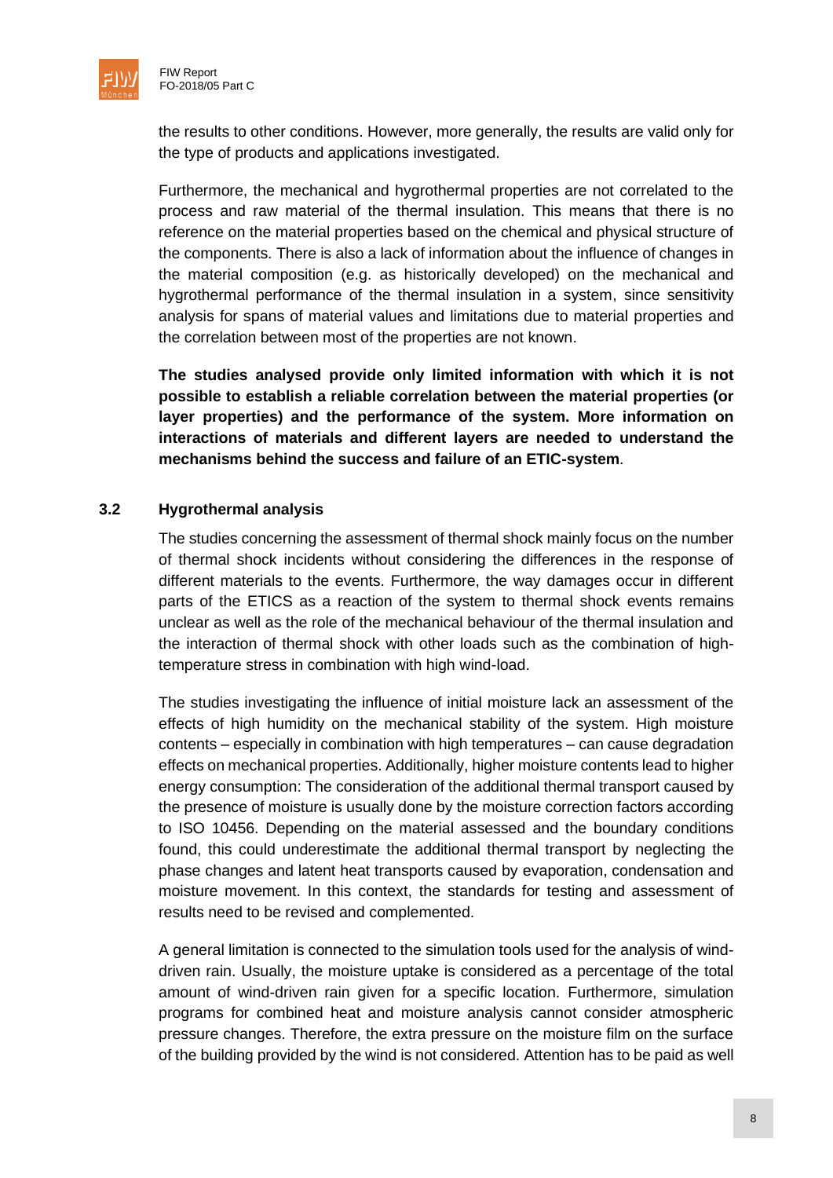the results to other conditions. However, more generally, the results are valid only for the type of products and applications investigated.

Furthermore, the mechanical and hygrothermal properties are not correlated to the process and raw material of the thermal insulation. This means that there is no reference on the material properties based on the chemical and physical structure of the components. There is also a lack of information about the influence of changes in the material composition (e.g. as historically developed) on the mechanical and hygrothermal performance of the thermal insulation in a system, since sensitivity analysis for spans of material values and limitations due to material properties and the correlation between most of the properties are not known.

**The studies analysed provide only limited information with which it is not possible to establish a reliable correlation between the material properties (or layer properties) and the performance of the system. More information on interactions of materials and different layers are needed to understand the mechanisms behind the success and failure of an ETIC-system**.

## 3.2 Hygrothermal analysis

The studies concerning the assessment of thermal shock mainly focus on the number of thermal shock incidents without considering the differences in the response of different materials to the events. Furthermore, the way damages occur in different parts of the ETICS as a reaction of the system to thermal shock events remains unclear as well as the role of the mechanical behaviour of the thermal insulation and the interaction of thermal shock with other loads such as the combination of high-temperature stress in combination with high wind-load.

The studies investigating the influence of initial moisture lack an assessment of the effects of high humidity on the mechanical stability of the system. High moisture contents – especially in combination with high temperatures – can cause degradation effects on mechanical properties. Additionally, higher moisture contents lead to higher energy consumption: The consideration of the additional thermal transport caused by the presence of moisture is usually done by the moisture correction factors according to ISO 10456. Depending on the material assessed and the boundary conditions found, this could underestimate the additional thermal transport by neglecting the phase changes and latent heat transports caused by evaporation, condensation and moisture movement. In this context, the standards for testing and assessment of results need to be revised and complemented.

A general limitation is connected to the simulation tools used for the analysis of wind-driven rain. Usually, the moisture uptake is considered as a percentage of the total amount of wind-driven rain given for a specific location. Furthermore, simulation programs for combined heat and moisture analysis cannot consider atmospheric pressure changes. Therefore, the extra pressure on the moisture film on the surface of the building provided by the wind is not considered. Attention has to be paid as well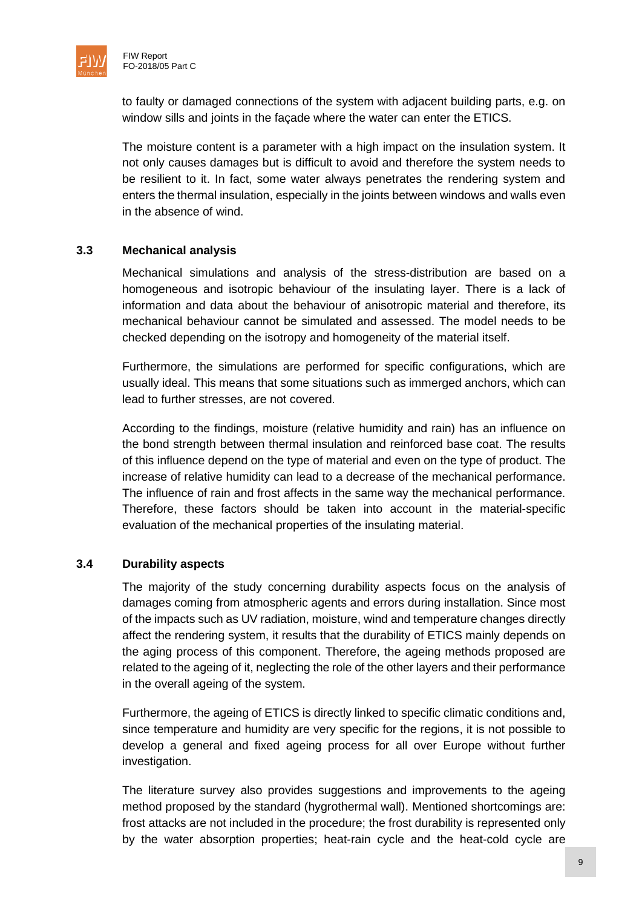to faulty or damaged connections of the system with adjacent building parts, e.g. on window sills and joints in the façade where the water can enter the ETICS.

The moisture content is a parameter with a high impact on the insulation system. It not only causes damages but is difficult to avoid and therefore the system needs to be resilient to it. In fact, some water always penetrates the rendering system and enters the thermal insulation, especially in the joints between windows and walls even in the absence of wind.

### 3.3 Mechanical analysis

Mechanical simulations and analysis of the stress-distribution are based on a homogeneous and isotropic behaviour of the insulating layer. There is a lack of information and data about the behaviour of anisotropic material and therefore, its mechanical behaviour cannot be simulated and assessed. The model needs to be checked depending on the isotropy and homogeneity of the material itself.

Furthermore, the simulations are performed for specific configurations, which are usually ideal. This means that some situations such as immerged anchors, which can lead to further stresses, are not covered.

According to the findings, moisture (relative humidity and rain) has an influence on the bond strength between thermal insulation and reinforced base coat. The results of this influence depend on the type of material and even on the type of product. The increase of relative humidity can lead to a decrease of the mechanical performance. The influence of rain and frost affects in the same way the mechanical performance. Therefore, these factors should be taken into account in the material-specific evaluation of the mechanical properties of the insulating material.

### 3.4 Durability aspects

The majority of the study concerning durability aspects focus on the analysis of damages coming from atmospheric agents and errors during installation. Since most of the impacts such as UV radiation, moisture, wind and temperature changes directly affect the rendering system, it results that the durability of ETICS mainly depends on the aging process of this component. Therefore, the ageing methods proposed are related to the ageing of it, neglecting the role of the other layers and their performance in the overall ageing of the system.

Furthermore, the ageing of ETICS is directly linked to specific climatic conditions and, since temperature and humidity are very specific for the regions, it is not possible to develop a general and fixed ageing process for all over Europe without further investigation.

The literature survey also provides suggestions and improvements to the ageing method proposed by the standard (hygrothermal wall). Mentioned shortcomings are: frost attacks are not included in the procedure; the frost durability is represented only by the water absorption properties; heat-rain cycle and the heat-cold cycle are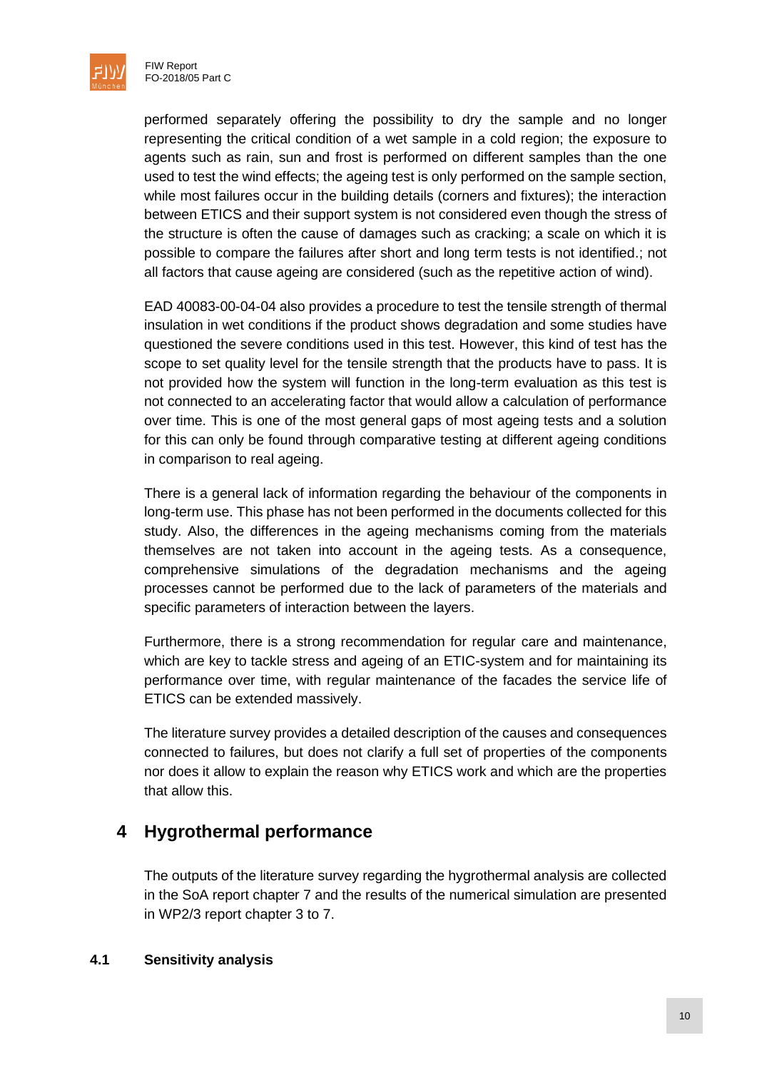performed separately offering the possibility to dry the sample and no longer representing the critical condition of a wet sample in a cold region; the exposure to agents such as rain, sun and frost is performed on different samples than the one used to test the wind effects; the ageing test is only performed on the sample section, while most failures occur in the building details (corners and fixtures); the interaction between ETICS and their support system is not considered even though the stress of the structure is often the cause of damages such as cracking; a scale on which it is possible to compare the failures after short and long term tests is not identified.; not all factors that cause ageing are considered (such as the repetitive action of wind).

EAD 40083-00-04-04 also provides a procedure to test the tensile strength of thermal insulation in wet conditions if the product shows degradation and some studies have questioned the severe conditions used in this test. However, this kind of test has the scope to set quality level for the tensile strength that the products have to pass. It is not provided how the system will function in the long-term evaluation as this test is not connected to an accelerating factor that would allow a calculation of performance over time. This is one of the most general gaps of most ageing tests and a solution for this can only be found through comparative testing at different ageing conditions in comparison to real ageing.

There is a general lack of information regarding the behaviour of the components in long-term use. This phase has not been performed in the documents collected for this study. Also, the differences in the ageing mechanisms coming from the materials themselves are not taken into account in the ageing tests. As a consequence, comprehensive simulations of the degradation mechanisms and the ageing processes cannot be performed due to the lack of parameters of the materials and specific parameters of interaction between the layers.

Furthermore, there is a strong recommendation for regular care and maintenance, which are key to tackle stress and ageing of an ETIC-system and for maintaining its performance over time, with regular maintenance of the facades the service life of ETICS can be extended massively.

The literature survey provides a detailed description of the causes and consequences connected to failures, but does not clarify a full set of properties of the components nor does it allow to explain the reason why ETICS work and which are the properties that allow this.

# 4 Hygrothermal performance

The outputs of the literature survey regarding the hygrothermal analysis are collected in the SoA report chapter 7 and the results of the numerical simulation are presented in WP2/3 report chapter 3 to 7.

## 4.1 Sensitivity analysis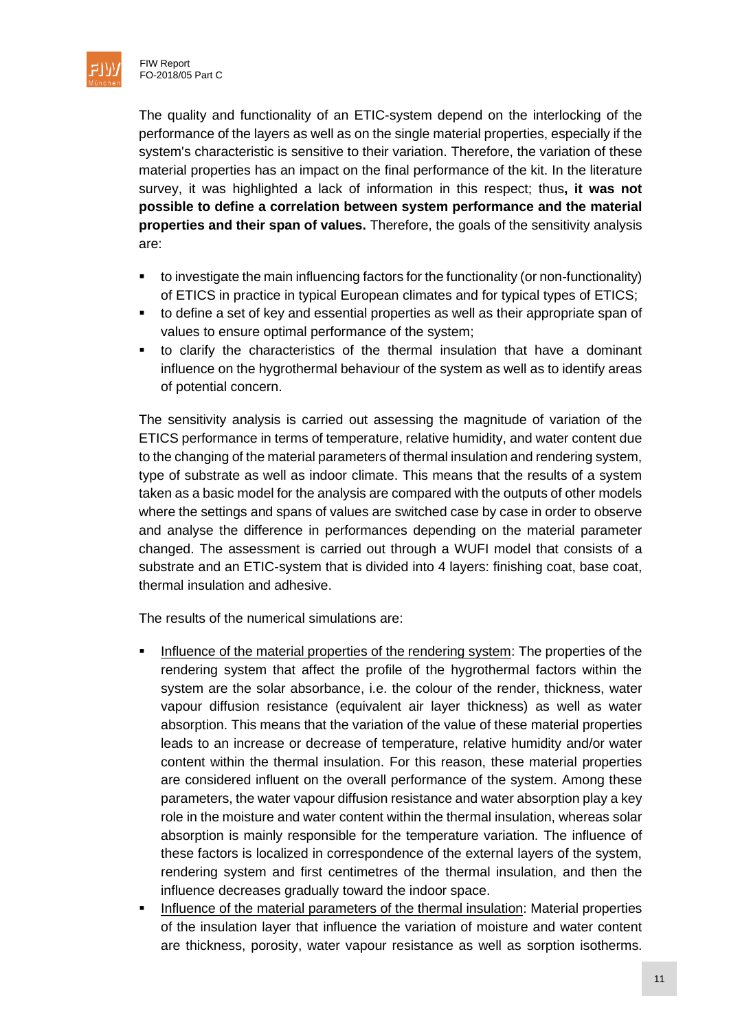The quality and functionality of an ETIC-system depend on the interlocking of the performance of the layers as well as on the single material properties, especially if the system's characteristic is sensitive to their variation. Therefore, the variation of these material properties has an impact on the final performance of the kit. In the literature survey, it was highlighted a lack of information in this respect; thus**, it was not possible to define a correlation between system performance and the material properties and their span of values.** Therefore, the goals of the sensitivity analysis are:

- to investigate the main influencing factors for the functionality (or non-functionality) of ETICS in practice in typical European climates and for typical types of ETICS;
- to define a set of key and essential properties as well as their appropriate span of values to ensure optimal performance of the system;
- to clarify the characteristics of the thermal insulation that have a dominant influence on the hygrothermal behaviour of the system as well as to identify areas of potential concern.

The sensitivity analysis is carried out assessing the magnitude of variation of the ETICS performance in terms of temperature, relative humidity, and water content due to the changing of the material parameters of thermal insulation and rendering system, type of substrate as well as indoor climate. This means that the results of a system taken as a basic model for the analysis are compared with the outputs of other models where the settings and spans of values are switched case by case in order to observe and analyse the difference in performances depending on the material parameter changed. The assessment is carried out through a WUFI model that consists of a substrate and an ETIC-system that is divided into 4 layers: finishing coat, base coat, thermal insulation and adhesive.

The results of the numerical simulations are:

- Influence of the material properties of the rendering system: The properties of the rendering system that affect the profile of the hygrothermal factors within the system are the solar absorbance, i.e. the colour of the render, thickness, water vapour diffusion resistance (equivalent air layer thickness) as well as water absorption. This means that the variation of the value of these material properties leads to an increase or decrease of temperature, relative humidity and/or water content within the thermal insulation. For this reason, these material properties are considered influent on the overall performance of the system. Among these parameters, the water vapour diffusion resistance and water absorption play a key role in the moisture and water content within the thermal insulation, whereas solar absorption is mainly responsible for the temperature variation. The influence of these factors is localized in correspondence of the external layers of the system, rendering system and first centimetres of the thermal insulation, and then the influence decreases gradually toward the indoor space.
- Influence of the material parameters of the thermal insulation: Material properties of the insulation layer that influence the variation of moisture and water content are thickness, porosity, water vapour resistance as well as sorption isotherms.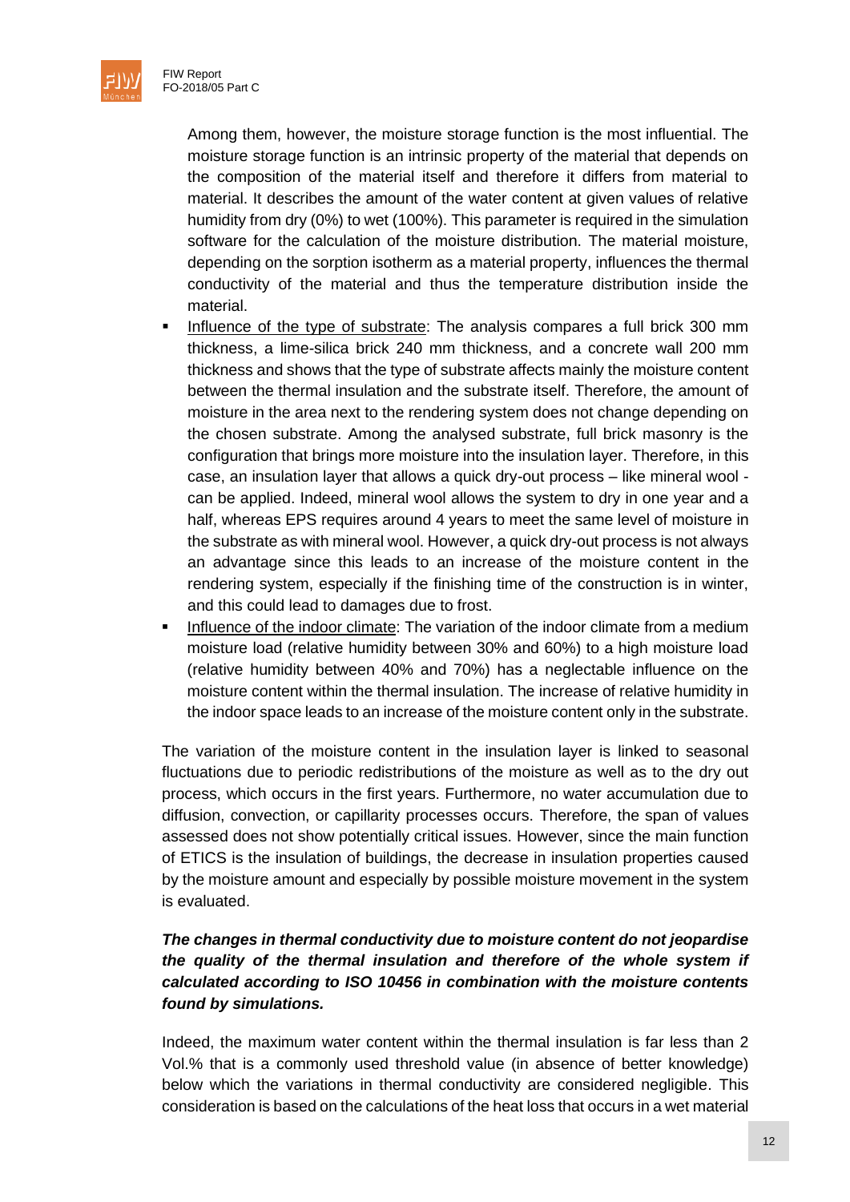Among them, however, the moisture storage function is the most influential. The moisture storage function is an intrinsic property of the material that depends on the composition of the material itself and therefore it differs from material to material. It describes the amount of the water content at given values of relative humidity from dry (0%) to wet (100%). This parameter is required in the simulation software for the calculation of the moisture distribution. The material moisture, depending on the sorption isotherm as a material property, influences the thermal conductivity of the material and thus the temperature distribution inside the material.

- Influence of the type of substrate: The analysis compares a full brick 300 mm thickness, a lime-silica brick 240 mm thickness, and a concrete wall 200 mm thickness and shows that the type of substrate affects mainly the moisture content between the thermal insulation and the substrate itself. Therefore, the amount of moisture in the area next to the rendering system does not change depending on the chosen substrate. Among the analysed substrate, full brick masonry is the configuration that brings more moisture into the insulation layer. Therefore, in this case, an insulation layer that allows a quick dry-out process – like mineral wool - can be applied. Indeed, mineral wool allows the system to dry in one year and a half, whereas EPS requires around 4 years to meet the same level of moisture in the substrate as with mineral wool. However, a quick dry-out process is not always an advantage since this leads to an increase of the moisture content in the rendering system, especially if the finishing time of the construction is in winter, and this could lead to damages due to frost.
- Influence of the indoor climate: The variation of the indoor climate from a medium moisture load (relative humidity between 30% and 60%) to a high moisture load (relative humidity between 40% and 70%) has a neglectable influence on the moisture content within the thermal insulation. The increase of relative humidity in the indoor space leads to an increase of the moisture content only in the substrate.

The variation of the moisture content in the insulation layer is linked to seasonal fluctuations due to periodic redistributions of the moisture as well as to the dry out process, which occurs in the first years. Furthermore, no water accumulation due to diffusion, convection, or capillarity processes occurs. Therefore, the span of values assessed does not show potentially critical issues. However, since the main function of ETICS is the insulation of buildings, the decrease in insulation properties caused by the moisture amount and especially by possible moisture movement in the system is evaluated.

***The changes in thermal conductivity due to moisture content do not jeopardise the quality of the thermal insulation and therefore of the whole system if calculated according to ISO 10456 in combination with the moisture contents found by simulations.***

Indeed, the maximum water content within the thermal insulation is far less than 2 Vol.% that is a commonly used threshold value (in absence of better knowledge) below which the variations in thermal conductivity are considered negligible. This consideration is based on the calculations of the heat loss that occurs in a wet material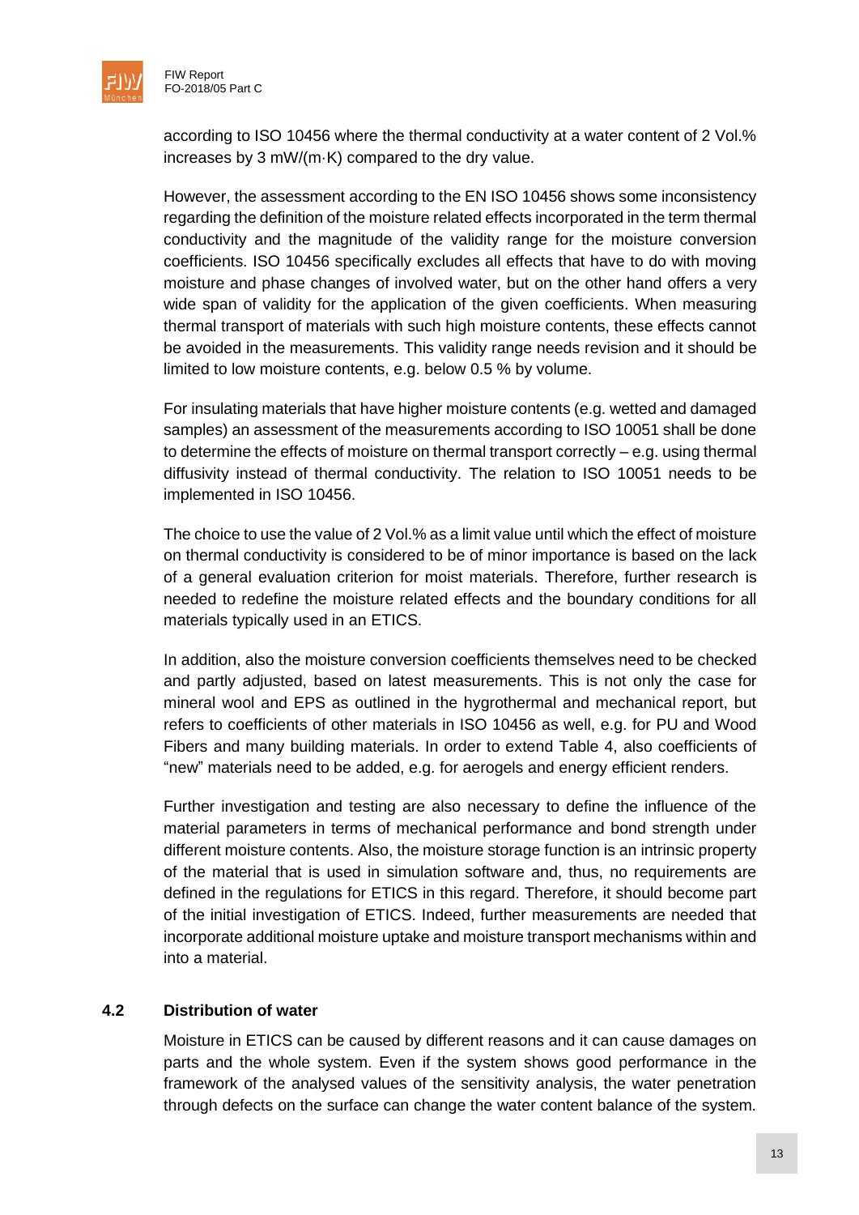according to ISO 10456 where the thermal conductivity at a water content of 2 Vol.% increases by 3 mW/(m·K) compared to the dry value.

However, the assessment according to the EN ISO 10456 shows some inconsistency regarding the definition of the moisture related effects incorporated in the term thermal conductivity and the magnitude of the validity range for the moisture conversion coefficients. ISO 10456 specifically excludes all effects that have to do with moving moisture and phase changes of involved water, but on the other hand offers a very wide span of validity for the application of the given coefficients. When measuring thermal transport of materials with such high moisture contents, these effects cannot be avoided in the measurements. This validity range needs revision and it should be limited to low moisture contents, e.g. below 0.5 % by volume.

For insulating materials that have higher moisture contents (e.g. wetted and damaged samples) an assessment of the measurements according to ISO 10051 shall be done to determine the effects of moisture on thermal transport correctly – e.g. using thermal diffusivity instead of thermal conductivity. The relation to ISO 10051 needs to be implemented in ISO 10456.

The choice to use the value of 2 Vol.% as a limit value until which the effect of moisture on thermal conductivity is considered to be of minor importance is based on the lack of a general evaluation criterion for moist materials. Therefore, further research is needed to redefine the moisture related effects and the boundary conditions for all materials typically used in an ETICS.

In addition, also the moisture conversion coefficients themselves need to be checked and partly adjusted, based on latest measurements. This is not only the case for mineral wool and EPS as outlined in the hygrothermal and mechanical report, but refers to coefficients of other materials in ISO 10456 as well, e.g. for PU and Wood Fibers and many building materials. In order to extend Table 4, also coefficients of "new" materials need to be added, e.g. for aerogels and energy efficient renders.

Further investigation and testing are also necessary to define the influence of the material parameters in terms of mechanical performance and bond strength under different moisture contents. Also, the moisture storage function is an intrinsic property of the material that is used in simulation software and, thus, no requirements are defined in the regulations for ETICS in this regard. Therefore, it should become part of the initial investigation of ETICS. Indeed, further measurements are needed that incorporate additional moisture uptake and moisture transport mechanisms within and into a material.

## 4.2 Distribution of water

Moisture in ETICS can be caused by different reasons and it can cause damages on parts and the whole system. Even if the system shows good performance in the framework of the analysed values of the sensitivity analysis, the water penetration through defects on the surface can change the water content balance of the system.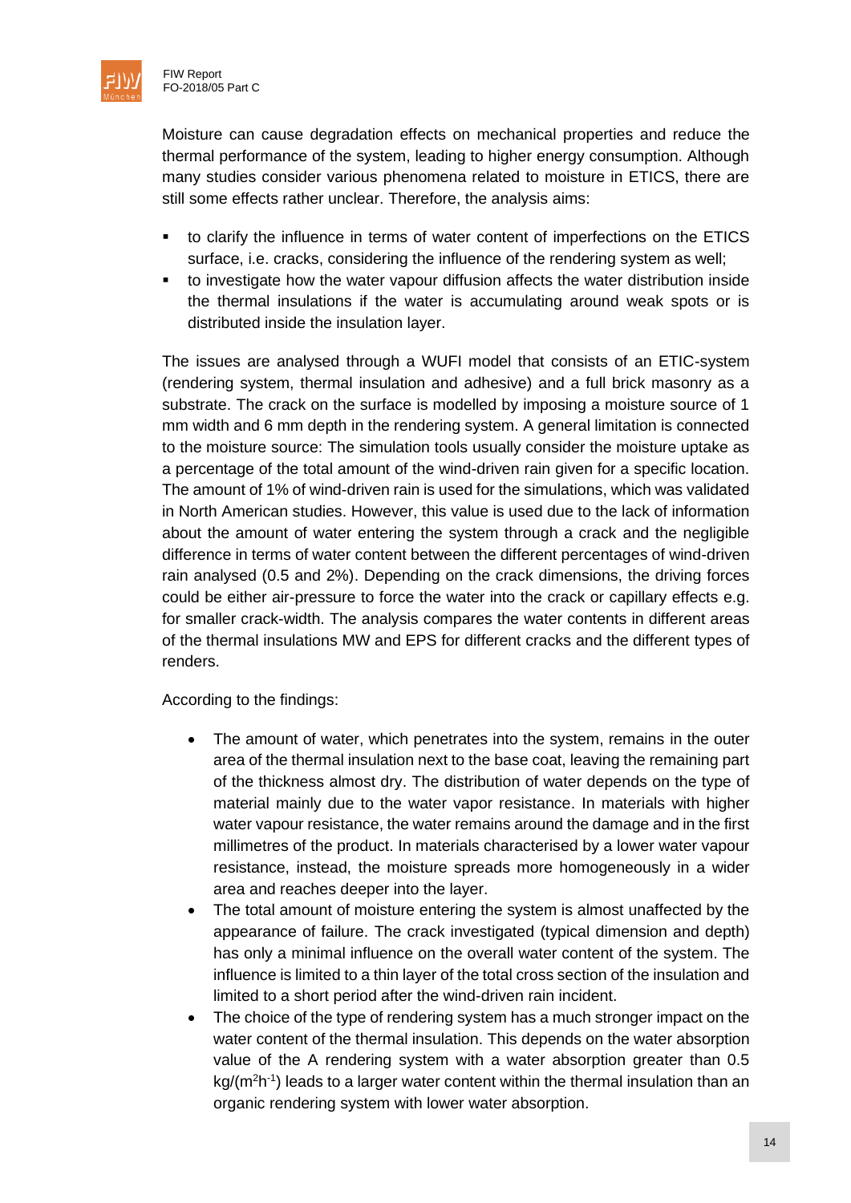Moisture can cause degradation effects on mechanical properties and reduce the thermal performance of the system, leading to higher energy consumption. Although many studies consider various phenomena related to moisture in ETICS, there are still some effects rather unclear. Therefore, the analysis aims:

- to clarify the influence in terms of water content of imperfections on the ETICS surface, i.e. cracks, considering the influence of the rendering system as well;
- to investigate how the water vapour diffusion affects the water distribution inside the thermal insulations if the water is accumulating around weak spots or is distributed inside the insulation layer.

The issues are analysed through a WUFI model that consists of an ETIC-system (rendering system, thermal insulation and adhesive) and a full brick masonry as a substrate. The crack on the surface is modelled by imposing a moisture source of 1 mm width and 6 mm depth in the rendering system. A general limitation is connected to the moisture source: The simulation tools usually consider the moisture uptake as a percentage of the total amount of the wind-driven rain given for a specific location. The amount of 1% of wind-driven rain is used for the simulations, which was validated in North American studies. However, this value is used due to the lack of information about the amount of water entering the system through a crack and the negligible difference in terms of water content between the different percentages of wind-driven rain analysed (0.5 and 2%). Depending on the crack dimensions, the driving forces could be either air-pressure to force the water into the crack or capillary effects e.g. for smaller crack-width. The analysis compares the water contents in different areas of the thermal insulations MW and EPS for different cracks and the different types of renders.

According to the findings:

- The amount of water, which penetrates into the system, remains in the outer area of the thermal insulation next to the base coat, leaving the remaining part of the thickness almost dry. The distribution of water depends on the type of material mainly due to the water vapor resistance. In materials with higher water vapour resistance, the water remains around the damage and in the first millimetres of the product. In materials characterised by a lower water vapour resistance, instead, the moisture spreads more homogeneously in a wider area and reaches deeper into the layer.
- The total amount of moisture entering the system is almost unaffected by the appearance of failure. The crack investigated (typical dimension and depth) has only a minimal influence on the overall water content of the system. The influence is limited to a thin layer of the total cross section of the insulation and limited to a short period after the wind-driven rain incident.
- The choice of the type of rendering system has a much stronger impact on the water content of the thermal insulation. This depends on the water absorption value of the A rendering system with a water absorption greater than 0.5 $kg/(m^2h^{-1})$ leads to a larger water content within the thermal insulation than an organic rendering system with lower water absorption.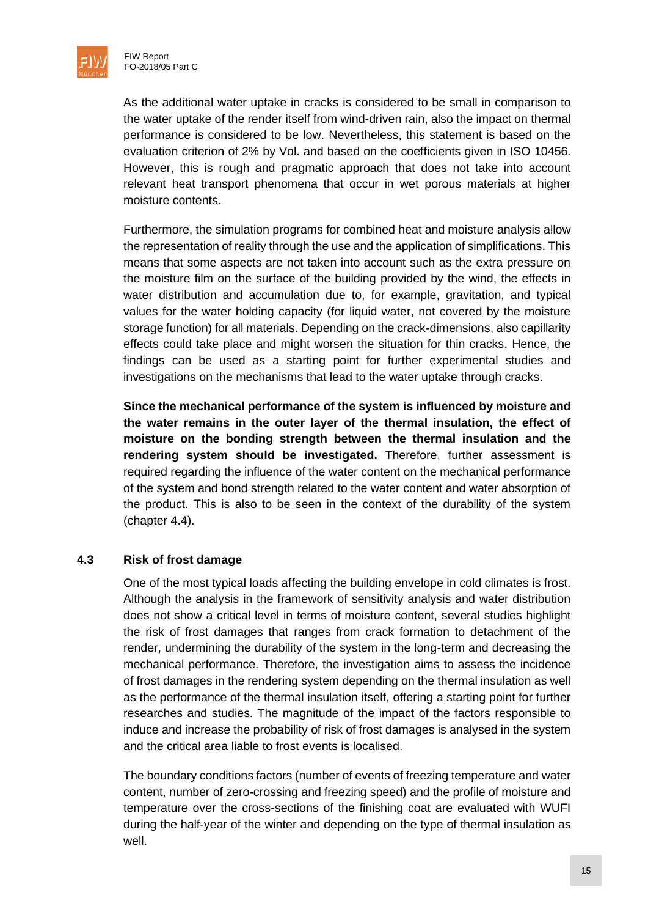As the additional water uptake in cracks is considered to be small in comparison to the water uptake of the render itself from wind-driven rain, also the impact on thermal performance is considered to be low. Nevertheless, this statement is based on the evaluation criterion of 2% by Vol. and based on the coefficients given in ISO 10456. However, this is rough and pragmatic approach that does not take into account relevant heat transport phenomena that occur in wet porous materials at higher moisture contents.

Furthermore, the simulation programs for combined heat and moisture analysis allow the representation of reality through the use and the application of simplifications. This means that some aspects are not taken into account such as the extra pressure on the moisture film on the surface of the building provided by the wind, the effects in water distribution and accumulation due to, for example, gravitation, and typical values for the water holding capacity (for liquid water, not covered by the moisture storage function) for all materials. Depending on the crack-dimensions, also capillarity effects could take place and might worsen the situation for thin cracks. Hence, the findings can be used as a starting point for further experimental studies and investigations on the mechanisms that lead to the water uptake through cracks.

**Since the mechanical performance of the system is influenced by moisture and the water remains in the outer layer of the thermal insulation, the effect of moisture on the bonding strength between the thermal insulation and the rendering system should be investigated.** Therefore, further assessment is required regarding the influence of the water content on the mechanical performance of the system and bond strength related to the water content and water absorption of the product. This is also to be seen in the context of the durability of the system (chapter 4.4).

### 4.3 Risk of frost damage

One of the most typical loads affecting the building envelope in cold climates is frost. Although the analysis in the framework of sensitivity analysis and water distribution does not show a critical level in terms of moisture content, several studies highlight the risk of frost damages that ranges from crack formation to detachment of the render, undermining the durability of the system in the long-term and decreasing the mechanical performance. Therefore, the investigation aims to assess the incidence of frost damages in the rendering system depending on the thermal insulation as well as the performance of the thermal insulation itself, offering a starting point for further researches and studies. The magnitude of the impact of the factors responsible to induce and increase the probability of risk of frost damages is analysed in the system and the critical area liable to frost events is localised.

The boundary conditions factors (number of events of freezing temperature and water content, number of zero-crossing and freezing speed) and the profile of moisture and temperature over the cross-sections of the finishing coat are evaluated with WUFI during the half-year of the winter and depending on the type of thermal insulation as well.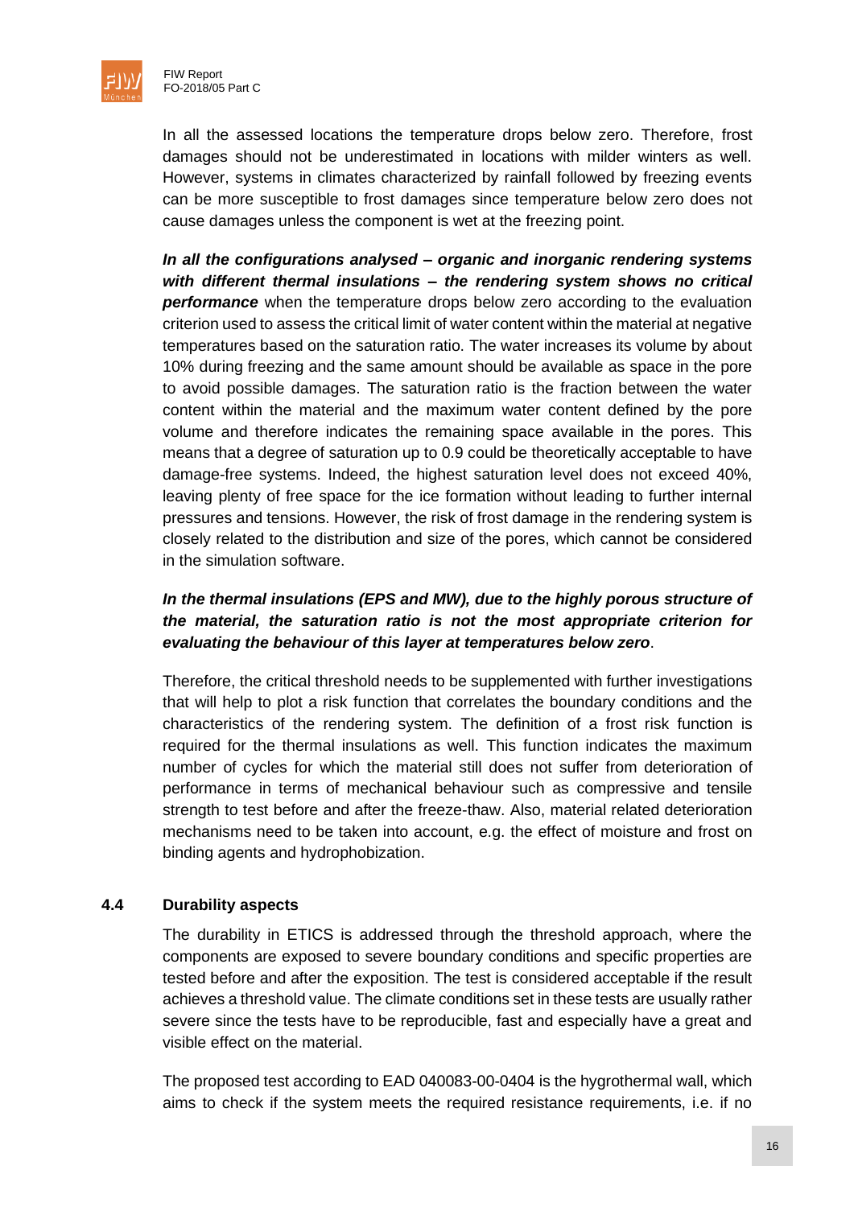In all the assessed locations the temperature drops below zero. Therefore, frost damages should not be underestimated in locations with milder winters as well. However, systems in climates characterized by rainfall followed by freezing events can be more susceptible to frost damages since temperature below zero does not cause damages unless the component is wet at the freezing point.

***In all the configurations analysed – organic and inorganic rendering systems with different thermal insulations – the rendering system shows no critical performance*** when the temperature drops below zero according to the evaluation criterion used to assess the critical limit of water content within the material at negative temperatures based on the saturation ratio. The water increases its volume by about 10% during freezing and the same amount should be available as space in the pore to avoid possible damages. The saturation ratio is the fraction between the water content within the material and the maximum water content defined by the pore volume and therefore indicates the remaining space available in the pores. This means that a degree of saturation up to 0.9 could be theoretically acceptable to have damage-free systems. Indeed, the highest saturation level does not exceed 40%, leaving plenty of free space for the ice formation without leading to further internal pressures and tensions. However, the risk of frost damage in the rendering system is closely related to the distribution and size of the pores, which cannot be considered in the simulation software.

***In the thermal insulations (EPS and MW), due to the highly porous structure of the material, the saturation ratio is not the most appropriate criterion for evaluating the behaviour of this layer at temperatures below zero***.

Therefore, the critical threshold needs to be supplemented with further investigations that will help to plot a risk function that correlates the boundary conditions and the characteristics of the rendering system. The definition of a frost risk function is required for the thermal insulations as well. This function indicates the maximum number of cycles for which the material still does not suffer from deterioration of performance in terms of mechanical behaviour such as compressive and tensile strength to test before and after the freeze-thaw. Also, material related deterioration mechanisms need to be taken into account, e.g. the effect of moisture and frost on binding agents and hydrophobization.

### 4.4 Durability aspects

The durability in ETICS is addressed through the threshold approach, where the components are exposed to severe boundary conditions and specific properties are tested before and after the exposition. The test is considered acceptable if the result achieves a threshold value. The climate conditions set in these tests are usually rather severe since the tests have to be reproducible, fast and especially have a great and visible effect on the material.

The proposed test according to EAD 040083-00-0404 is the hygrothermal wall, which aims to check if the system meets the required resistance requirements, i.e. if no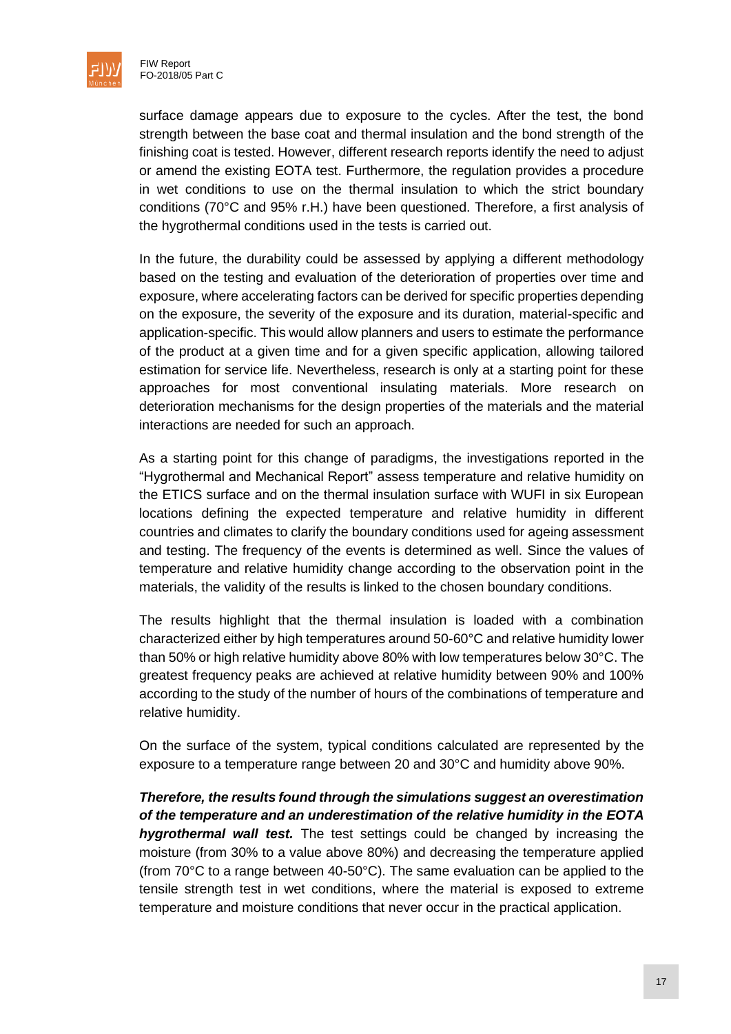surface damage appears due to exposure to the cycles. After the test, the bond strength between the base coat and thermal insulation and the bond strength of the finishing coat is tested. However, different research reports identify the need to adjust or amend the existing EOTA test. Furthermore, the regulation provides a procedure in wet conditions to use on the thermal insulation to which the strict boundary conditions (70°C and 95% r.H.) have been questioned. Therefore, a first analysis of the hygrothermal conditions used in the tests is carried out.

In the future, the durability could be assessed by applying a different methodology based on the testing and evaluation of the deterioration of properties over time and exposure, where accelerating factors can be derived for specific properties depending on the exposure, the severity of the exposure and its duration, material-specific and application-specific. This would allow planners and users to estimate the performance of the product at a given time and for a given specific application, allowing tailored estimation for service life. Nevertheless, research is only at a starting point for these approaches for most conventional insulating materials. More research on deterioration mechanisms for the design properties of the materials and the material interactions are needed for such an approach.

As a starting point for this change of paradigms, the investigations reported in the "Hygrothermal and Mechanical Report" assess temperature and relative humidity on the ETICS surface and on the thermal insulation surface with WUFI in six European locations defining the expected temperature and relative humidity in different countries and climates to clarify the boundary conditions used for ageing assessment and testing. The frequency of the events is determined as well. Since the values of temperature and relative humidity change according to the observation point in the materials, the validity of the results is linked to the chosen boundary conditions.

The results highlight that the thermal insulation is loaded with a combination characterized either by high temperatures around 50-60°C and relative humidity lower than 50% or high relative humidity above 80% with low temperatures below 30°C. The greatest frequency peaks are achieved at relative humidity between 90% and 100% according to the study of the number of hours of the combinations of temperature and relative humidity.

On the surface of the system, typical conditions calculated are represented by the exposure to a temperature range between 20 and 30°C and humidity above 90%.

***Therefore, the results found through the simulations suggest an overestimation of the temperature and an underestimation of the relative humidity in the EOTA hygrothermal wall test.*** The test settings could be changed by increasing the moisture (from 30% to a value above 80%) and decreasing the temperature applied (from 70°C to a range between 40-50°C). The same evaluation can be applied to the tensile strength test in wet conditions, where the material is exposed to extreme temperature and moisture conditions that never occur in the practical application.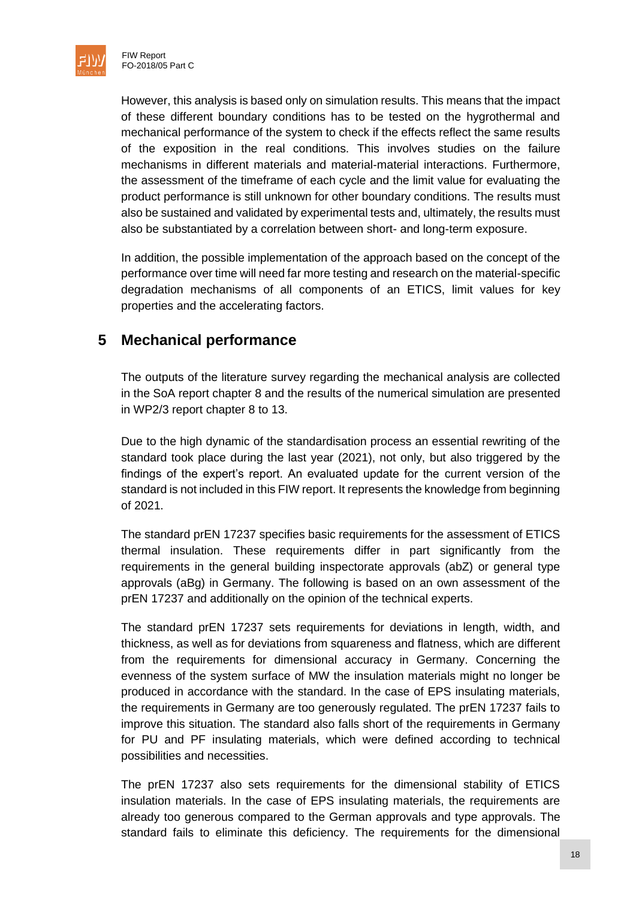However, this analysis is based only on simulation results. This means that the impact of these different boundary conditions has to be tested on the hygrothermal and mechanical performance of the system to check if the effects reflect the same results of the exposition in the real conditions. This involves studies on the failure mechanisms in different materials and material-material interactions. Furthermore, the assessment of the timeframe of each cycle and the limit value for evaluating the product performance is still unknown for other boundary conditions. The results must also be sustained and validated by experimental tests and, ultimately, the results must also be substantiated by a correlation between short- and long-term exposure.

In addition, the possible implementation of the approach based on the concept of the performance over time will need far more testing and research on the material-specific degradation mechanisms of all components of an ETICS, limit values for key properties and the accelerating factors.

# 5 Mechanical performance

The outputs of the literature survey regarding the mechanical analysis are collected in the SoA report chapter 8 and the results of the numerical simulation are presented in WP2/3 report chapter 8 to 13.

Due to the high dynamic of the standardisation process an essential rewriting of the standard took place during the last year (2021), not only, but also triggered by the findings of the expert's report. An evaluated update for the current version of the standard is not included in this FIW report. It represents the knowledge from beginning of 2021.

The standard prEN 17237 specifies basic requirements for the assessment of ETICS thermal insulation. These requirements differ in part significantly from the requirements in the general building inspectorate approvals (abZ) or general type approvals (aBg) in Germany. The following is based on an own assessment of the prEN 17237 and additionally on the opinion of the technical experts.

The standard prEN 17237 sets requirements for deviations in length, width, and thickness, as well as for deviations from squareness and flatness, which are different from the requirements for dimensional accuracy in Germany. Concerning the evenness of the system surface of MW the insulation materials might no longer be produced in accordance with the standard. In the case of EPS insulating materials, the requirements in Germany are too generously regulated. The prEN 17237 fails to improve this situation. The standard also falls short of the requirements in Germany for PU and PF insulating materials, which were defined according to technical possibilities and necessities.

The prEN 17237 also sets requirements for the dimensional stability of ETICS insulation materials. In the case of EPS insulating materials, the requirements are already too generous compared to the German approvals and type approvals. The standard fails to eliminate this deficiency. The requirements for the dimensional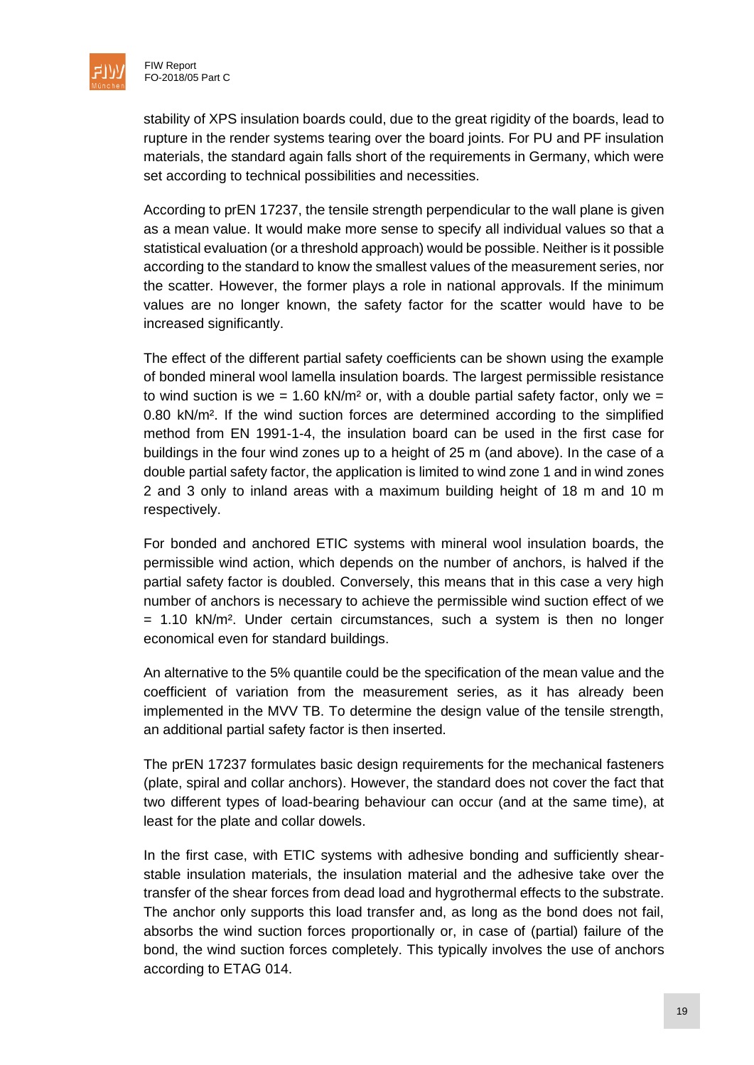stability of XPS insulation boards could, due to the great rigidity of the boards, lead to rupture in the render systems tearing over the board joints. For PU and PF insulation materials, the standard again falls short of the requirements in Germany, which were set according to technical possibilities and necessities.

According to prEN 17237, the tensile strength perpendicular to the wall plane is given as a mean value. It would make more sense to specify all individual values so that a statistical evaluation (or a threshold approach) would be possible. Neither is it possible according to the standard to know the smallest values of the measurement series, nor the scatter. However, the former plays a role in national approvals. If the minimum values are no longer known, the safety factor for the scatter would have to be increased significantly.

The effect of the different partial safety coefficients can be shown using the example of bonded mineral wool lamella insulation boards. The largest permissible resistance to wind suction is $w_e = 1.60$ kN/m² or, with a double partial safety factor, only $w_e = 0.80$ kN/m². If the wind suction forces are determined according to the simplified method from EN 1991-1-4, the insulation board can be used in the first case for buildings in the four wind zones up to a height of 25 m (and above). In the case of a double partial safety factor, the application is limited to wind zone 1 and in wind zones 2 and 3 only to inland areas with a maximum building height of 18 m and 10 m respectively.

For bonded and anchored ETIC systems with mineral wool insulation boards, the permissible wind action, which depends on the number of anchors, is halved if the partial safety factor is doubled. Conversely, this means that in this case a very high number of anchors is necessary to achieve the permissible wind suction effect of $w_e = 1.10$ kN/m². Under certain circumstances, such a system is then no longer economical even for standard buildings.

An alternative to the 5% quantile could be the specification of the mean value and the coefficient of variation from the measurement series, as it has already been implemented in the MVV TB. To determine the design value of the tensile strength, an additional partial safety factor is then inserted.

The prEN 17237 formulates basic design requirements for the mechanical fasteners (plate, spiral and collar anchors). However, the standard does not cover the fact that two different types of load-bearing behaviour can occur (and at the same time), at least for the plate and collar dowels.

In the first case, with ETIC systems with adhesive bonding and sufficiently shear-stable insulation materials, the insulation material and the adhesive take over the transfer of the shear forces from dead load and hygrothermal effects to the substrate. The anchor only supports this load transfer and, as long as the bond does not fail, absorbs the wind suction forces proportionally or, in case of (partial) failure of the bond, the wind suction forces completely. This typically involves the use of anchors according to ETAG 014.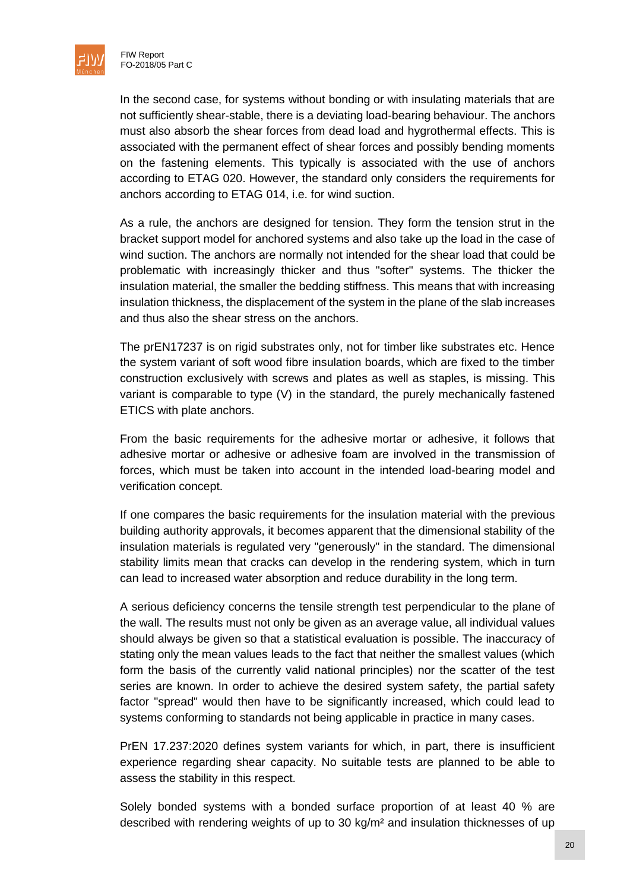In the second case, for systems without bonding or with insulating materials that are not sufficiently shear-stable, there is a deviating load-bearing behaviour. The anchors must also absorb the shear forces from dead load and hygrothermal effects. This is associated with the permanent effect of shear forces and possibly bending moments on the fastening elements. This typically is associated with the use of anchors according to ETAG 020. However, the standard only considers the requirements for anchors according to ETAG 014, i.e. for wind suction.

As a rule, the anchors are designed for tension. They form the tension strut in the bracket support model for anchored systems and also take up the load in the case of wind suction. The anchors are normally not intended for the shear load that could be problematic with increasingly thicker and thus "softer" systems. The thicker the insulation material, the smaller the bedding stiffness. This means that with increasing insulation thickness, the displacement of the system in the plane of the slab increases and thus also the shear stress on the anchors.

The prEN17237 is on rigid substrates only, not for timber like substrates etc. Hence the system variant of soft wood fibre insulation boards, which are fixed to the timber construction exclusively with screws and plates as well as staples, is missing. This variant is comparable to type (V) in the standard, the purely mechanically fastened ETICS with plate anchors.

From the basic requirements for the adhesive mortar or adhesive, it follows that adhesive mortar or adhesive or adhesive foam are involved in the transmission of forces, which must be taken into account in the intended load-bearing model and verification concept.

If one compares the basic requirements for the insulation material with the previous building authority approvals, it becomes apparent that the dimensional stability of the insulation materials is regulated very "generously" in the standard. The dimensional stability limits mean that cracks can develop in the rendering system, which in turn can lead to increased water absorption and reduce durability in the long term.

A serious deficiency concerns the tensile strength test perpendicular to the plane of the wall. The results must not only be given as an average value, all individual values should always be given so that a statistical evaluation is possible. The inaccuracy of stating only the mean values leads to the fact that neither the smallest values (which form the basis of the currently valid national principles) nor the scatter of the test series are known. In order to achieve the desired system safety, the partial safety factor "spread" would then have to be significantly increased, which could lead to systems conforming to standards not being applicable in practice in many cases.

PrEN 17.237:2020 defines system variants for which, in part, there is insufficient experience regarding shear capacity. No suitable tests are planned to be able to assess the stability in this respect.

Solely bonded systems with a bonded surface proportion of at least 40 % are described with rendering weights of up to 30 kg/m² and insulation thicknesses of up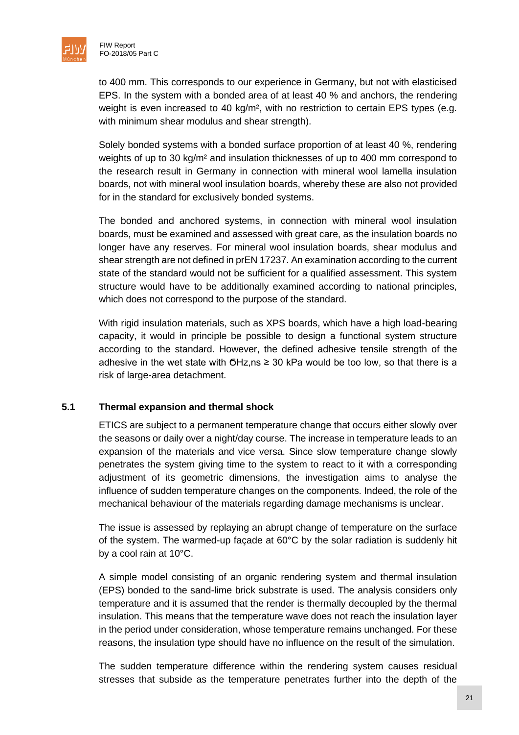to 400 mm. This corresponds to our experience in Germany, but not with elasticised EPS. In the system with a bonded area of at least 40 % and anchors, the rendering weight is even increased to 40 kg/m², with no restriction to certain EPS types (e.g. with minimum shear modulus and shear strength).

Solely bonded systems with a bonded surface proportion of at least 40 %, rendering weights of up to 30 kg/m² and insulation thicknesses of up to 400 mm correspond to the research result in Germany in connection with mineral wool lamella insulation boards, not with mineral wool insulation boards, whereby these are also not provided for in the standard for exclusively bonded systems.

The bonded and anchored systems, in connection with mineral wool insulation boards, must be examined and assessed with great care, as the insulation boards no longer have any reserves. For mineral wool insulation boards, shear modulus and shear strength are not defined in prEN 17237. An examination according to the current state of the standard would not be sufficient for a qualified assessment. This system structure would have to be additionally examined according to national principles, which does not correspond to the purpose of the standard.

With rigid insulation materials, such as XPS boards, which have a high load-bearing capacity, it would in principle be possible to design a functional system structure according to the standard. However, the defined adhesive tensile strength of the adhesive in the wet state with $\sigma_{Hz,ns} \geq 30$ kPa would be too low, so that there is a risk of large-area detachment.

## 5.1 Thermal expansion and thermal shock

ETICS are subject to a permanent temperature change that occurs either slowly over the seasons or daily over a night/day course. The increase in temperature leads to an expansion of the materials and vice versa. Since slow temperature change slowly penetrates the system giving time to the system to react to it with a corresponding adjustment of its geometric dimensions, the investigation aims to analyse the influence of sudden temperature changes on the components. Indeed, the role of the mechanical behaviour of the materials regarding damage mechanisms is unclear.

The issue is assessed by replaying an abrupt change of temperature on the surface of the system. The warmed-up façade at 60°C by the solar radiation is suddenly hit by a cool rain at 10°C.

A simple model consisting of an organic rendering system and thermal insulation (EPS) bonded to the sand-lime brick substrate is used. The analysis considers only temperature and it is assumed that the render is thermally decoupled by the thermal insulation. This means that the temperature wave does not reach the insulation layer in the period under consideration, whose temperature remains unchanged. For these reasons, the insulation type should have no influence on the result of the simulation.

The sudden temperature difference within the rendering system causes residual stresses that subside as the temperature penetrates further into the depth of the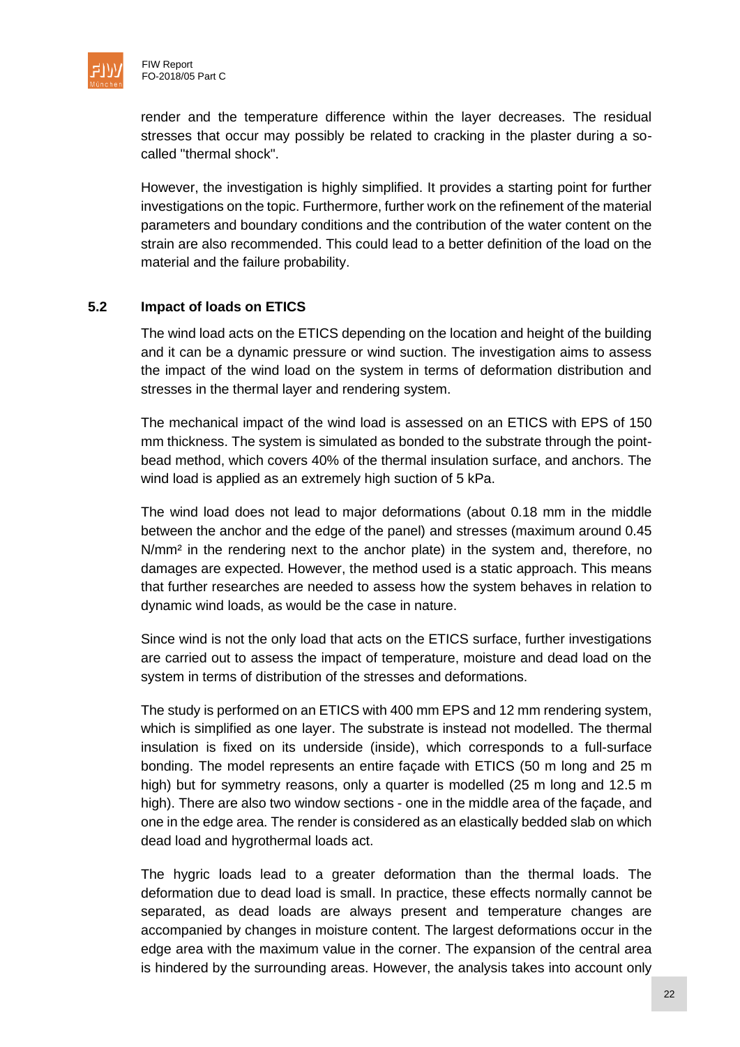render and the temperature difference within the layer decreases. The residual stresses that occur may possibly be related to cracking in the plaster during a so-called "thermal shock".

However, the investigation is highly simplified. It provides a starting point for further investigations on the topic. Furthermore, further work on the refinement of the material parameters and boundary conditions and the contribution of the water content on the strain are also recommended. This could lead to a better definition of the load on the material and the failure probability.

## 5.2 Impact of loads on ETICS

The wind load acts on the ETICS depending on the location and height of the building and it can be a dynamic pressure or wind suction. The investigation aims to assess the impact of the wind load on the system in terms of deformation distribution and stresses in the thermal layer and rendering system.

The mechanical impact of the wind load is assessed on an ETICS with EPS of 150 mm thickness. The system is simulated as bonded to the substrate through the point-bead method, which covers 40% of the thermal insulation surface, and anchors. The wind load is applied as an extremely high suction of 5 kPa.

The wind load does not lead to major deformations (about 0.18 mm in the middle between the anchor and the edge of the panel) and stresses (maximum around 0.45 N/mm² in the rendering next to the anchor plate) in the system and, therefore, no damages are expected. However, the method used is a static approach. This means that further researches are needed to assess how the system behaves in relation to dynamic wind loads, as would be the case in nature.

Since wind is not the only load that acts on the ETICS surface, further investigations are carried out to assess the impact of temperature, moisture and dead load on the system in terms of distribution of the stresses and deformations.

The study is performed on an ETICS with 400 mm EPS and 12 mm rendering system, which is simplified as one layer. The substrate is instead not modelled. The thermal insulation is fixed on its underside (inside), which corresponds to a full-surface bonding. The model represents an entire façade with ETICS (50 m long and 25 m high) but for symmetry reasons, only a quarter is modelled (25 m long and 12.5 m high). There are also two window sections - one in the middle area of the façade, and one in the edge area. The render is considered as an elastically bedded slab on which dead load and hygrothermal loads act.

The hygric loads lead to a greater deformation than the thermal loads. The deformation due to dead load is small. In practice, these effects normally cannot be separated, as dead loads are always present and temperature changes are accompanied by changes in moisture content. The largest deformations occur in the edge area with the maximum value in the corner. The expansion of the central area is hindered by the surrounding areas. However, the analysis takes into account only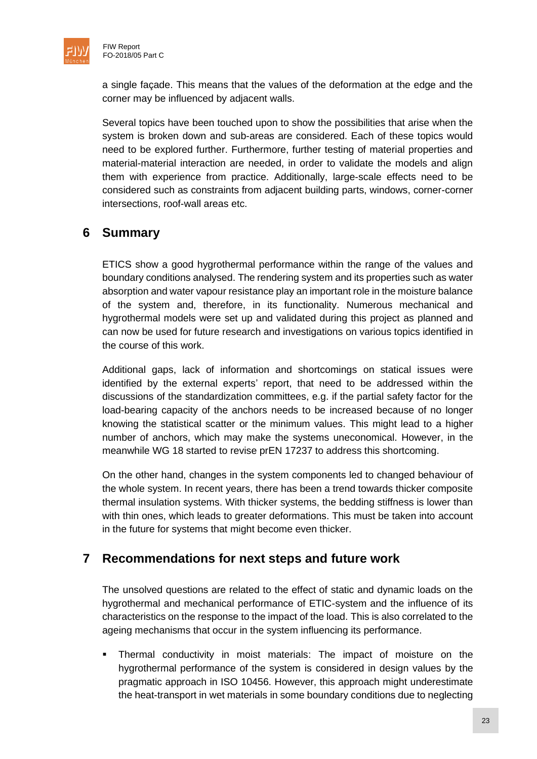a single façade. This means that the values of the deformation at the edge and the corner may be influenced by adjacent walls.

Several topics have been touched upon to show the possibilities that arise when the system is broken down and sub-areas are considered. Each of these topics would need to be explored further. Furthermore, further testing of material properties and material-material interaction are needed, in order to validate the models and align them with experience from practice. Additionally, large-scale effects need to be considered such as constraints from adjacent building parts, windows, corner-corner intersections, roof-wall areas etc.

# 6 Summary

ETICS show a good hygrothermal performance within the range of the values and boundary conditions analysed. The rendering system and its properties such as water absorption and water vapour resistance play an important role in the moisture balance of the system and, therefore, in its functionality. Numerous mechanical and hygrothermal models were set up and validated during this project as planned and can now be used for future research and investigations on various topics identified in the course of this work.

Additional gaps, lack of information and shortcomings on statical issues were identified by the external experts' report, that need to be addressed within the discussions of the standardization committees, e.g. if the partial safety factor for the load-bearing capacity of the anchors needs to be increased because of no longer knowing the statistical scatter or the minimum values. This might lead to a higher number of anchors, which may make the systems uneconomical. However, in the meanwhile WG 18 started to revise prEN 17237 to address this shortcoming.

On the other hand, changes in the system components led to changed behaviour of the whole system. In recent years, there has been a trend towards thicker composite thermal insulation systems. With thicker systems, the bedding stiffness is lower than with thin ones, which leads to greater deformations. This must be taken into account in the future for systems that might become even thicker.

# 7 Recommendations for next steps and future work

The unsolved questions are related to the effect of static and dynamic loads on the hygrothermal and mechanical performance of ETIC-system and the influence of its characteristics on the response to the impact of the load. This is also correlated to the ageing mechanisms that occur in the system influencing its performance.

- Thermal conductivity in moist materials: The impact of moisture on the hygrothermal performance of the system is considered in design values by the pragmatic approach in ISO 10456. However, this approach might underestimate the heat-transport in wet materials in some boundary conditions due to neglecting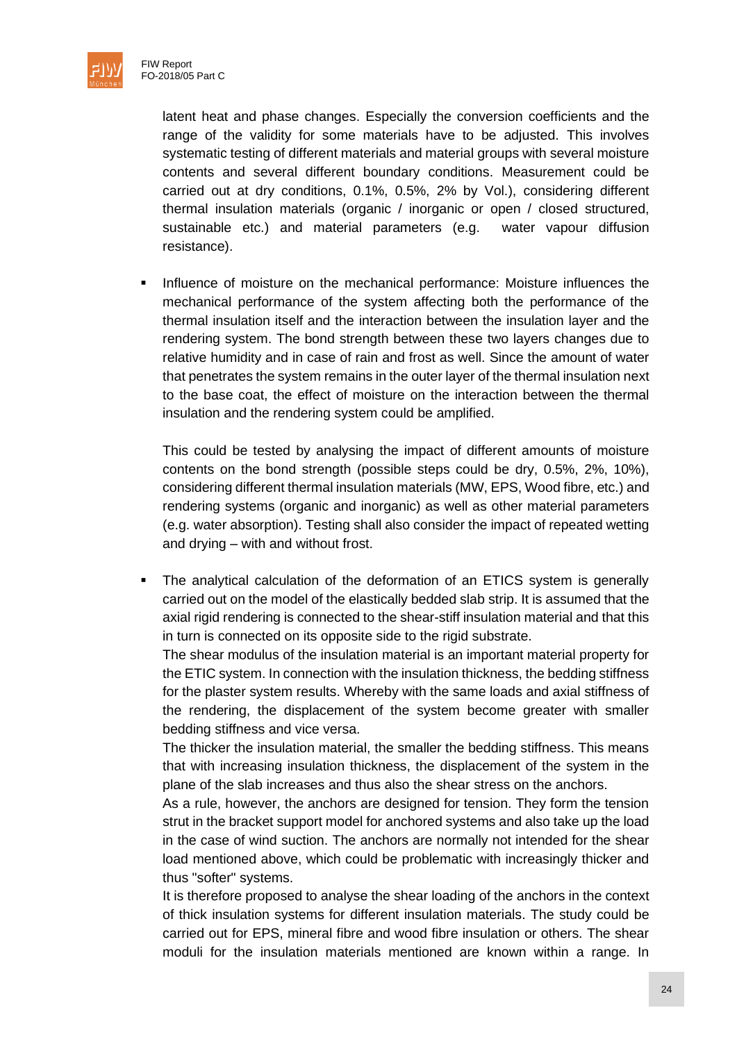latent heat and phase changes. Especially the conversion coefficients and the range of the validity for some materials have to be adjusted. This involves systematic testing of different materials and material groups with several moisture contents and several different boundary conditions. Measurement could be carried out at dry conditions, 0.1%, 0.5%, 2% by Vol.), considering different thermal insulation materials (organic / inorganic or open / closed structured, sustainable etc.) and material parameters (e.g. water vapour diffusion resistance).

- Influence of moisture on the mechanical performance: Moisture influences the mechanical performance of the system affecting both the performance of the thermal insulation itself and the interaction between the insulation layer and the rendering system. The bond strength between these two layers changes due to relative humidity and in case of rain and frost as well. Since the amount of water that penetrates the system remains in the outer layer of the thermal insulation next to the base coat, the effect of moisture on the interaction between the thermal insulation and the rendering system could be amplified.

  This could be tested by analysing the impact of different amounts of moisture contents on the bond strength (possible steps could be dry, 0.5%, 2%, 10%), considering different thermal insulation materials (MW, EPS, Wood fibre, etc.) and rendering systems (organic and inorganic) as well as other material parameters (e.g. water absorption). Testing shall also consider the impact of repeated wetting and drying – with and without frost.

- The analytical calculation of the deformation of an ETICS system is generally carried out on the model of the elastically bedded slab strip. It is assumed that the axial rigid rendering is connected to the shear-stiff insulation material and that this in turn is connected on its opposite side to the rigid substrate.
  The shear modulus of the insulation material is an important material property for the ETIC system. In connection with the insulation thickness, the bedding stiffness for the plaster system results. Whereby with the same loads and axial stiffness of the rendering, the displacement of the system become greater with smaller bedding stiffness and vice versa.
  The thicker the insulation material, the smaller the bedding stiffness. This means that with increasing insulation thickness, the displacement of the system in the plane of the slab increases and thus also the shear stress on the anchors.
  As a rule, however, the anchors are designed for tension. They form the tension strut in the bracket support model for anchored systems and also take up the load in the case of wind suction. The anchors are normally not intended for the shear load mentioned above, which could be problematic with increasingly thicker and thus "softer" systems.
  It is therefore proposed to analyse the shear loading of the anchors in the context of thick insulation systems for different insulation materials. The study could be carried out for EPS, mineral fibre and wood fibre insulation or others. The shear moduli for the insulation materials mentioned are known within a range. In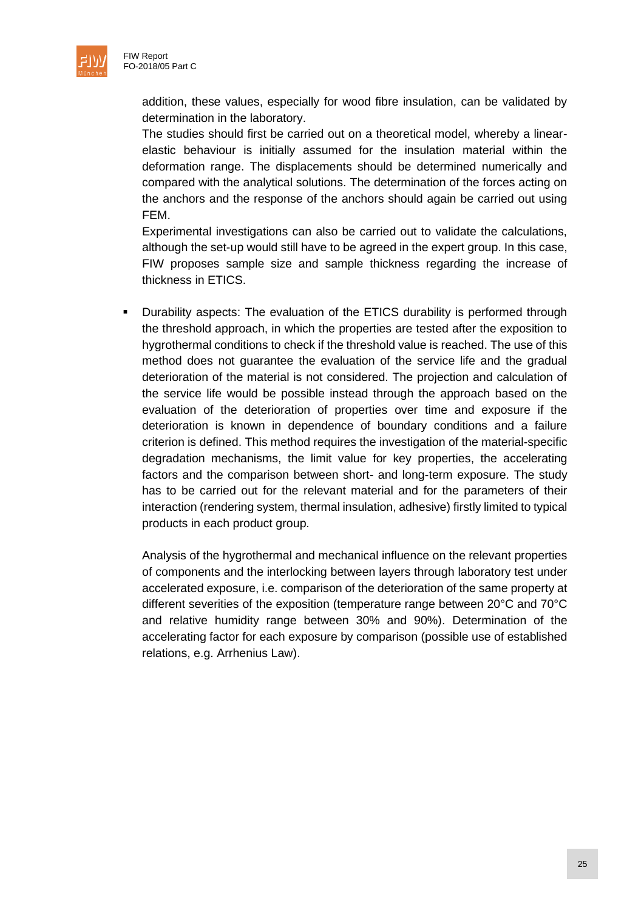addition, these values, especially for wood fibre insulation, can be validated by determination in the laboratory.
The studies should first be carried out on a theoretical model, whereby a linear-elastic behaviour is initially assumed for the insulation material within the deformation range. The displacements should be determined numerically and compared with the analytical solutions. The determination of the forces acting on the anchors and the response of the anchors should again be carried out using FEM.
Experimental investigations can also be carried out to validate the calculations, although the set-up would still have to be agreed in the expert group. In this case, FIW proposes sample size and sample thickness regarding the increase of thickness in ETICS.

- Durability aspects: The evaluation of the ETICS durability is performed through the threshold approach, in which the properties are tested after the exposition to hygrothermal conditions to check if the threshold value is reached. The use of this method does not guarantee the evaluation of the service life and the gradual deterioration of the material is not considered. The projection and calculation of the service life would be possible instead through the approach based on the evaluation of the deterioration of properties over time and exposure if the deterioration is known in dependence of boundary conditions and a failure criterion is defined. This method requires the investigation of the material-specific degradation mechanisms, the limit value for key properties, the accelerating factors and the comparison between short- and long-term exposure. The study has to be carried out for the relevant material and for the parameters of their interaction (rendering system, thermal insulation, adhesive) firstly limited to typical products in each product group.

  Analysis of the hygrothermal and mechanical influence on the relevant properties of components and the interlocking between layers through laboratory test under accelerated exposure, i.e. comparison of the deterioration of the same property at different severities of the exposition (temperature range between 20°C and 70°C and relative humidity range between 30% and 90%). Determination of the accelerating factor for each exposure by comparison (possible use of established relations, e.g. Arrhenius Law).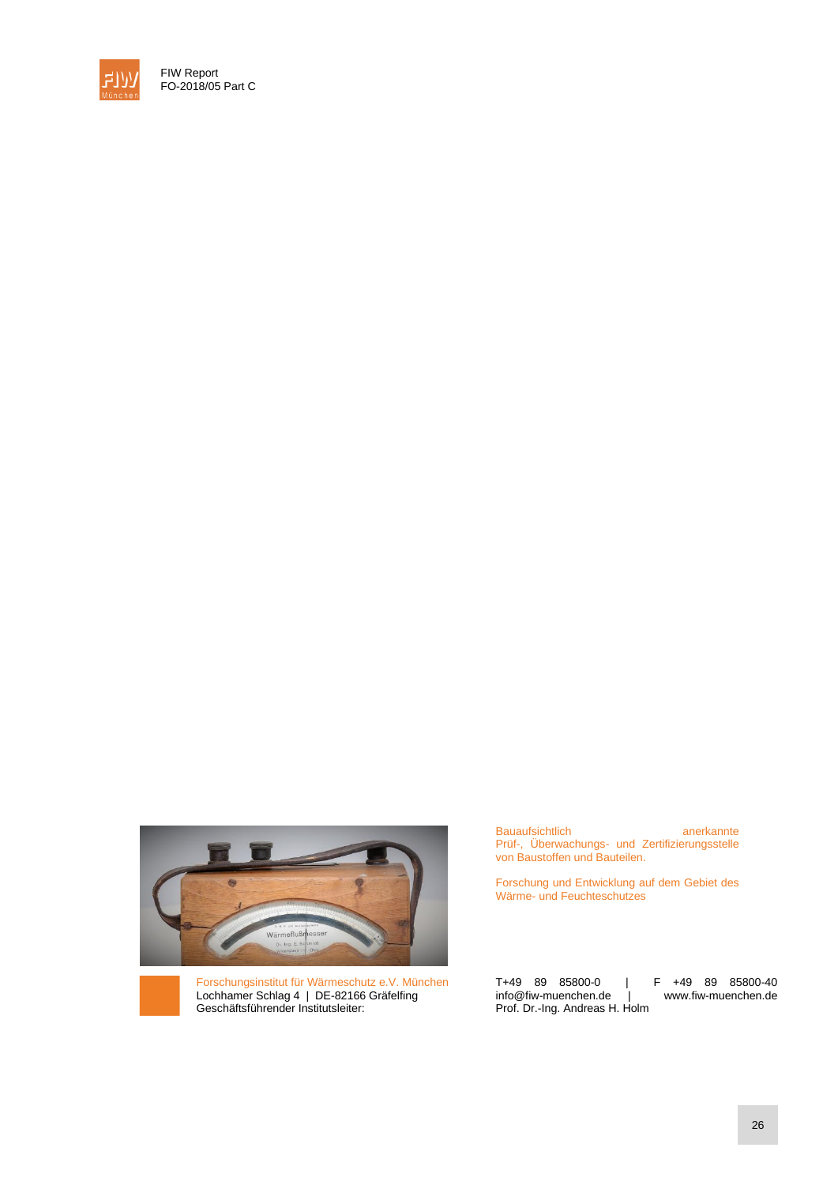Bauaufsichtlich anerkannte Prüf-, Überwachungs- und Zertifizierungsstelle von Baustoffen und Bauteilen.

Forschung und Entwicklung auf dem Gebiet des Wärme- und Feuchteschutzes

Forschungsinstitut für Wärmeschutz e.V. München
Lochhamer Schlag 4 | DE-82166 Gräfelfing
Geschäftsführender Institutsleiter:

T+49 89 85800-0 | F +49 89 85800-40
info@fiw-muenchen.de | www.fiw-muenchen.de
Prof. Dr.-Ing. Andreas H. Holm